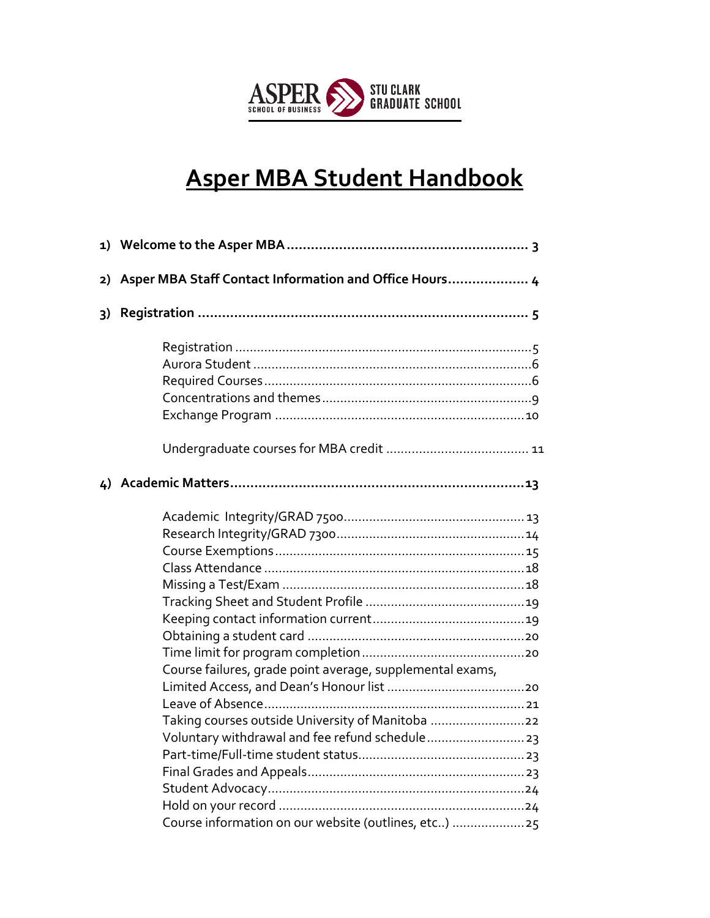ASPER SCHOOL OF BUSINESS | STU CLARK GRADUATE SCHOOL

# Asper MBA Student Handbook

**1) Welcome to the Asper MBA ........................................................ 3**

**2) Asper MBA Staff Contact Information and Office Hours .................... 4**

**3) Registration ............................................................................. 5**

- Registration ........................................................................ 5
- Aurora Student ................................................................... 6
- Required Courses ................................................................ 6
- Concentrations and themes ................................................. 9
- Exchange Program ............................................................ 10
- Undergraduate courses for MBA credit ................................. 11

**4) Academic Matters ..................................................................... 13**

- Academic Integrity/GRAD 7500 ............................................ 13
- Research Integrity/GRAD 7300 ............................................. 14
- Course Exemptions ............................................................ 15
- Class Attendance ............................................................... 18
- Missing a Test/Exam .......................................................... 18
- Tracking Sheet and Student Profile ...................................... 19
- Keeping contact information current .................................... 19
- Obtaining a student card .................................................... 20
- Time limit for program completion ....................................... 20
- Course failures, grade point average, supplemental exams, Limited Access, and Dean's Honour list ................................. 20
- Leave of Absence ............................................................... 21
- Taking courses outside University of Manitoba ...................... 22
- Voluntary withdrawal and fee refund schedule ....................... 23
- Part-time/Full-time student status ......................................... 23
- Final Grades and Appeals .................................................... 23
- Student Advocacy ............................................................... 24
- Hold on your record ............................................................ 24
- Course information on our website (outlines, etc..) ................ 25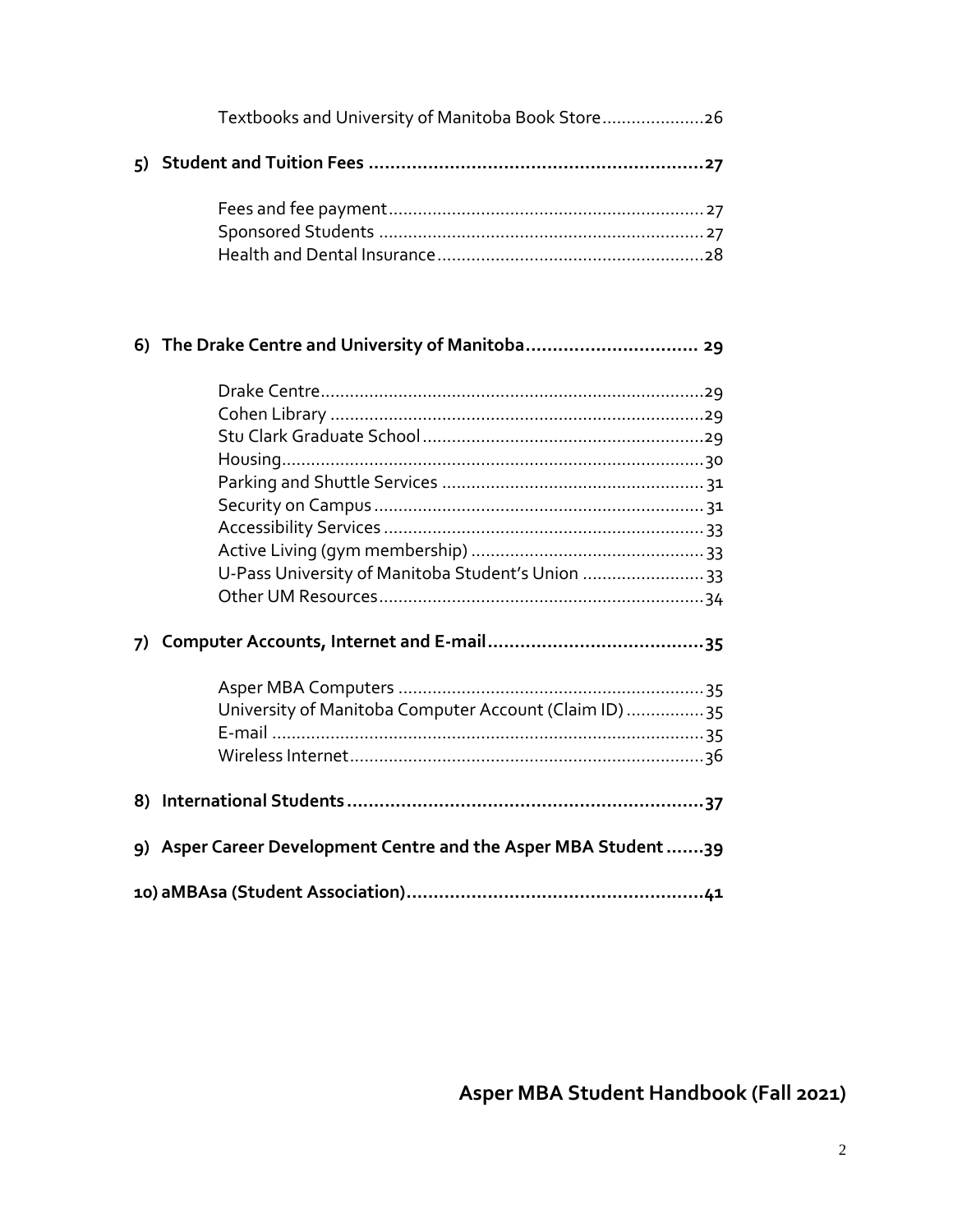Textbooks and University of Manitoba Book Store....................26

**5) Student and Tuition Fees ...............................................................27**

Fees and fee payment................................................................27
Sponsored Students ..................................................................27
Health and Dental Insurance......................................................28

**6) The Drake Centre and University of Manitoba................................ 29**

Drake Centre..............................................................................29
Cohen Library ............................................................................29
Stu Clark Graduate School..........................................................29
Housing......................................................................................30
Parking and Shuttle Services ......................................................31
Security on Campus ...................................................................31
Accessibility Services .................................................................33
Active Living (gym membership) ................................................33
U-Pass University of Manitoba Student's Union .........................33
Other UM Resources..................................................................34

**7) Computer Accounts, Internet and E-mail........................................35**

Asper MBA Computers ..............................................................35
University of Manitoba Computer Account (Claim ID) ................35
E-mail ........................................................................................35
Wireless Internet........................................................................36

**8) International Students ...................................................................37**

**9) Asper Career Development Centre and the Asper MBA Student .......39**

**10) aMBAsa (Student Association)........................................................41**

**Asper MBA Student Handbook (Fall 2021)**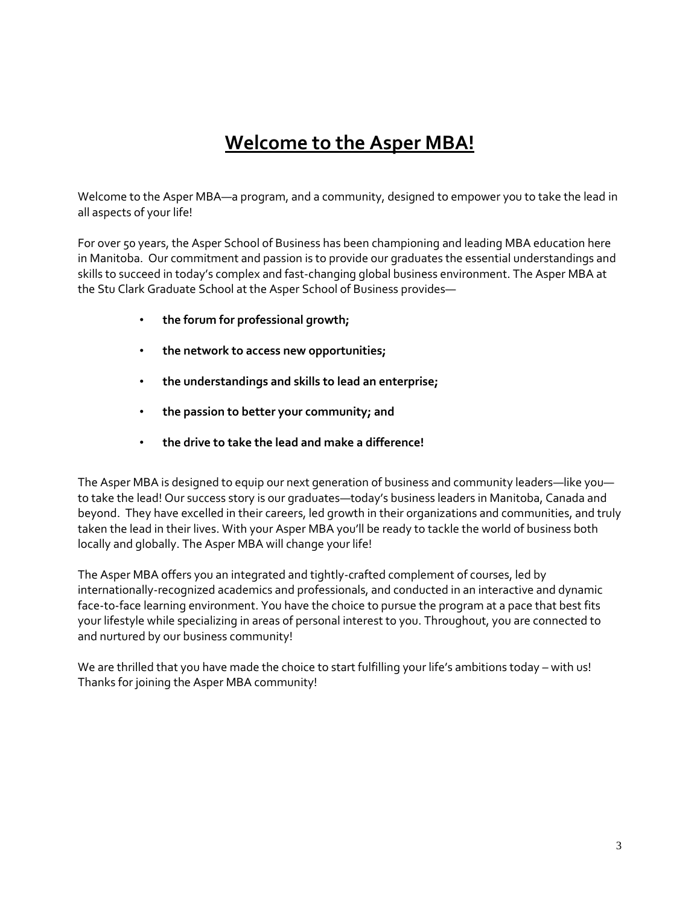# **Welcome to the Asper MBA!**

Welcome to the Asper MBA—a program, and a community, designed to empower you to take the lead in all aspects of your life!

For over 50 years, the Asper School of Business has been championing and leading MBA education here in Manitoba. Our commitment and passion is to provide our graduates the essential understandings and skills to succeed in today's complex and fast-changing global business environment. The Asper MBA at the Stu Clark Graduate School at the Asper School of Business provides—

- **the forum for professional growth;**
- **the network to access new opportunities;**
- **the understandings and skills to lead an enterprise;**
- **the passion to better your community; and**
- **the drive to take the lead and make a difference!**

The Asper MBA is designed to equip our next generation of business and community leaders—like you—to take the lead! Our success story is our graduates—today's business leaders in Manitoba, Canada and beyond. They have excelled in their careers, led growth in their organizations and communities, and truly taken the lead in their lives. With your Asper MBA you'll be ready to tackle the world of business both locally and globally. The Asper MBA will change your life!

The Asper MBA offers you an integrated and tightly-crafted complement of courses, led by internationally-recognized academics and professionals, and conducted in an interactive and dynamic face-to-face learning environment. You have the choice to pursue the program at a pace that best fits your lifestyle while specializing in areas of personal interest to you. Throughout, you are connected to and nurtured by our business community!

We are thrilled that you have made the choice to start fulfilling your life's ambitions today – with us! Thanks for joining the Asper MBA community!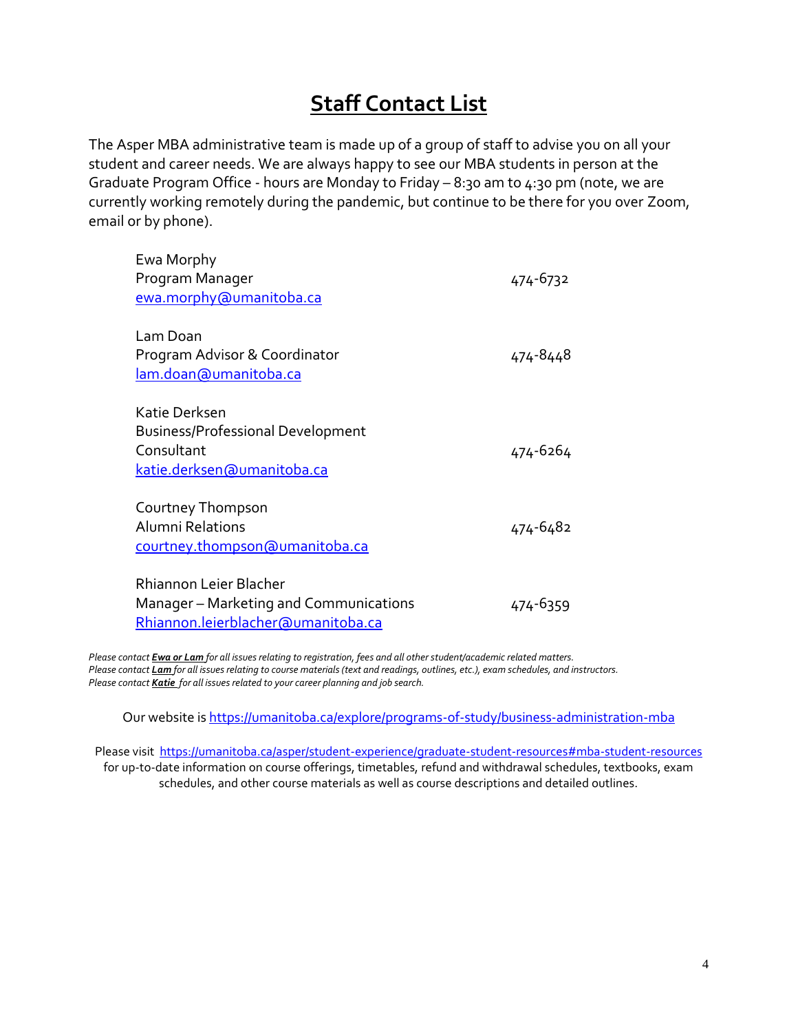# Staff Contact List

The Asper MBA administrative team is made up of a group of staff to advise you on all your student and career needs. We are always happy to see our MBA students in person at the Graduate Program Office - hours are Monday to Friday – 8:30 am to 4:30 pm (note, we are currently working remotely during the pandemic, but continue to be there for you over Zoom, email or by phone).

| Contact | Phone |
| --- | --- |
| Ewa Morphy<br>Program Manager<br>ewa.morphy@umanitoba.ca | 474-6732 |
| Lam Doan<br>Program Advisor & Coordinator<br>lam.doan@umanitoba.ca | 474-8448 |
| Katie Derksen<br>Business/Professional Development Consultant<br>katie.derksen@umanitoba.ca | 474-6264 |
| Courtney Thompson<br>Alumni Relations<br>courtney.thompson@umanitoba.ca | 474-6482 |
| Rhiannon Leier Blacher<br>Manager – Marketing and Communications<br>Rhiannon.leierblacher@umanitoba.ca | 474-6359 |

*Please contact **Ewa or Lam** for all issues relating to registration, fees and all other student/academic related matters.*
*Please contact **Lam** for all issues relating to course materials (text and readings, outlines, etc.), exam schedules, and instructors.*
*Please contact **Katie** for all issues related to your career planning and job search.*

Our website is https://umanitoba.ca/explore/programs-of-study/business-administration-mba

Please visit https://umanitoba.ca/asper/student-experience/graduate-student-resources#mba-student-resources for up-to-date information on course offerings, timetables, refund and withdrawal schedules, textbooks, exam schedules, and other course materials as well as course descriptions and detailed outlines.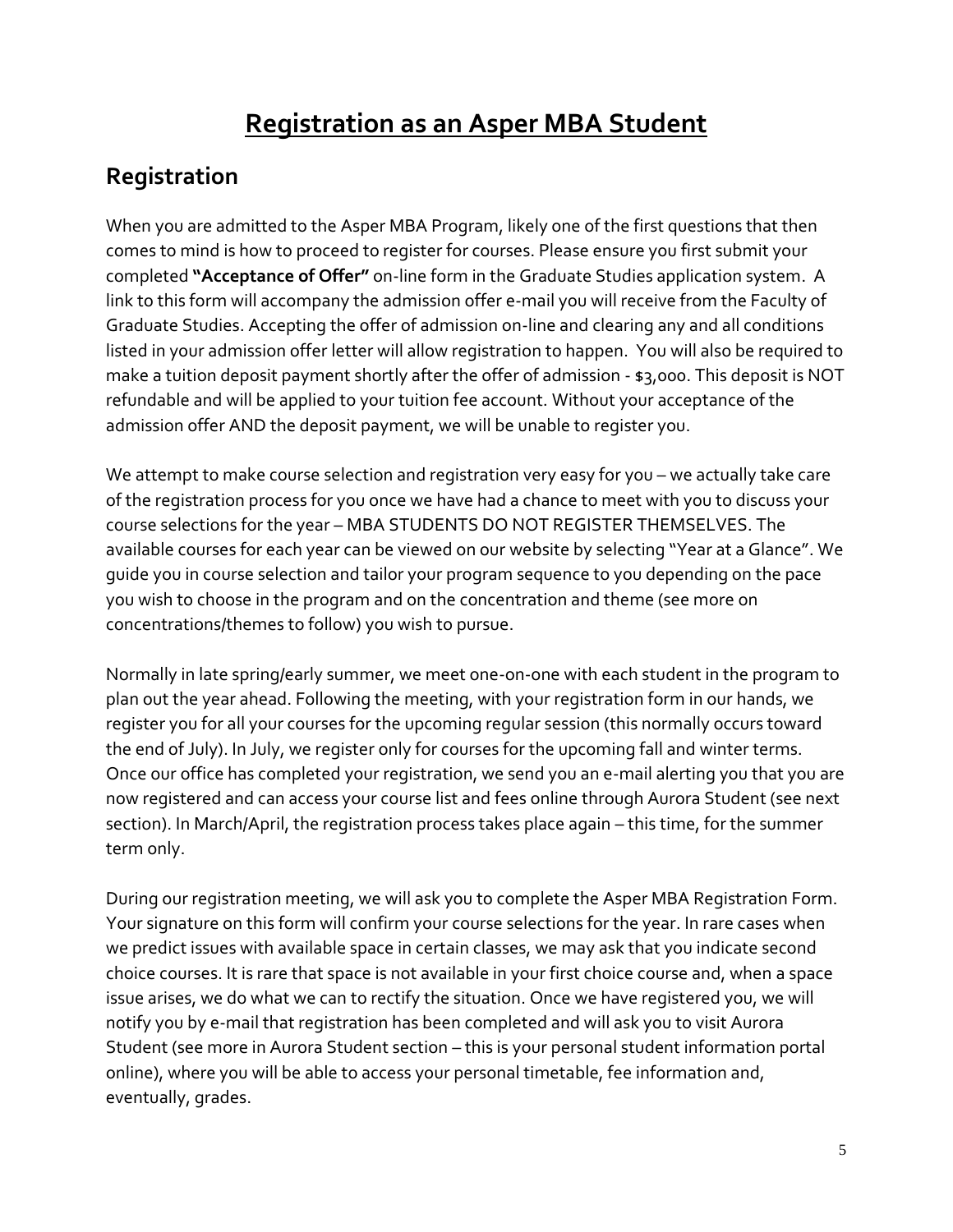# Registration as an Asper MBA Student

## Registration

When you are admitted to the Asper MBA Program, likely one of the first questions that then comes to mind is how to proceed to register for courses. Please ensure you first submit your completed **"Acceptance of Offer"** on-line form in the Graduate Studies application system. A link to this form will accompany the admission offer e-mail you will receive from the Faculty of Graduate Studies. Accepting the offer of admission on-line and clearing any and all conditions listed in your admission offer letter will allow registration to happen. You will also be required to make a tuition deposit payment shortly after the offer of admission - $3,000. This deposit is NOT refundable and will be applied to your tuition fee account. Without your acceptance of the admission offer AND the deposit payment, we will be unable to register you.

We attempt to make course selection and registration very easy for you – we actually take care of the registration process for you once we have had a chance to meet with you to discuss your course selections for the year – MBA STUDENTS DO NOT REGISTER THEMSELVES. The available courses for each year can be viewed on our website by selecting "Year at a Glance". We guide you in course selection and tailor your program sequence to you depending on the pace you wish to choose in the program and on the concentration and theme (see more on concentrations/themes to follow) you wish to pursue.

Normally in late spring/early summer, we meet one-on-one with each student in the program to plan out the year ahead. Following the meeting, with your registration form in our hands, we register you for all your courses for the upcoming regular session (this normally occurs toward the end of July). In July, we register only for courses for the upcoming fall and winter terms. Once our office has completed your registration, we send you an e-mail alerting you that you are now registered and can access your course list and fees online through Aurora Student (see next section). In March/April, the registration process takes place again – this time, for the summer term only.

During our registration meeting, we will ask you to complete the Asper MBA Registration Form. Your signature on this form will confirm your course selections for the year. In rare cases when we predict issues with available space in certain classes, we may ask that you indicate second choice courses. It is rare that space is not available in your first choice course and, when a space issue arises, we do what we can to rectify the situation. Once we have registered you, we will notify you by e-mail that registration has been completed and will ask you to visit Aurora Student (see more in Aurora Student section – this is your personal student information portal online), where you will be able to access your personal timetable, fee information and, eventually, grades.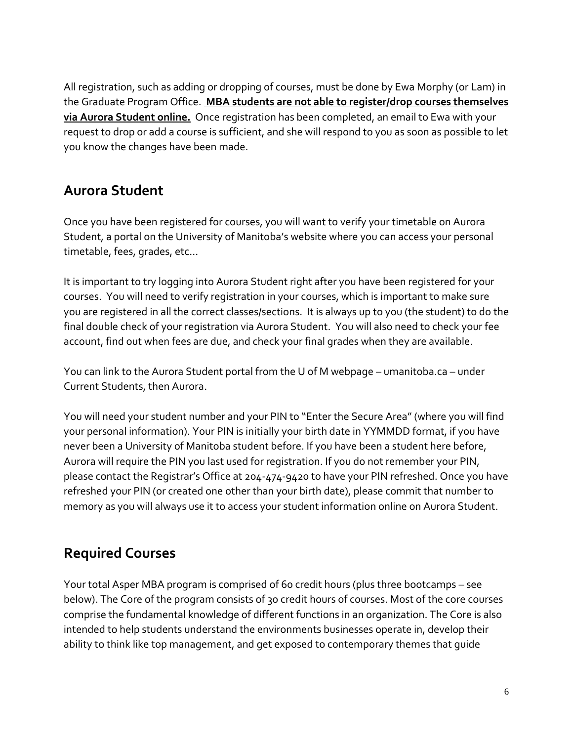All registration, such as adding or dropping of courses, must be done by Ewa Morphy (or Lam) in the Graduate Program Office. **MBA students are not able to register/drop courses themselves via Aurora Student online.** Once registration has been completed, an email to Ewa with your request to drop or add a course is sufficient, and she will respond to you as soon as possible to let you know the changes have been made.

## Aurora Student

Once you have been registered for courses, you will want to verify your timetable on Aurora Student, a portal on the University of Manitoba's website where you can access your personal timetable, fees, grades, etc…

It is important to try logging into Aurora Student right after you have been registered for your courses. You will need to verify registration in your courses, which is important to make sure you are registered in all the correct classes/sections. It is always up to you (the student) to do the final double check of your registration via Aurora Student. You will also need to check your fee account, find out when fees are due, and check your final grades when they are available.

You can link to the Aurora Student portal from the U of M webpage – umanitoba.ca – under Current Students, then Aurora.

You will need your student number and your PIN to "Enter the Secure Area" (where you will find your personal information). Your PIN is initially your birth date in YYMMDD format, if you have never been a University of Manitoba student before. If you have been a student here before, Aurora will require the PIN you last used for registration. If you do not remember your PIN, please contact the Registrar's Office at 204-474-9420 to have your PIN refreshed. Once you have refreshed your PIN (or created one other than your birth date), please commit that number to memory as you will always use it to access your student information online on Aurora Student.

## Required Courses

Your total Asper MBA program is comprised of 60 credit hours (plus three bootcamps – see below). The Core of the program consists of 30 credit hours of courses. Most of the core courses comprise the fundamental knowledge of different functions in an organization. The Core is also intended to help students understand the environments businesses operate in, develop their ability to think like top management, and get exposed to contemporary themes that guide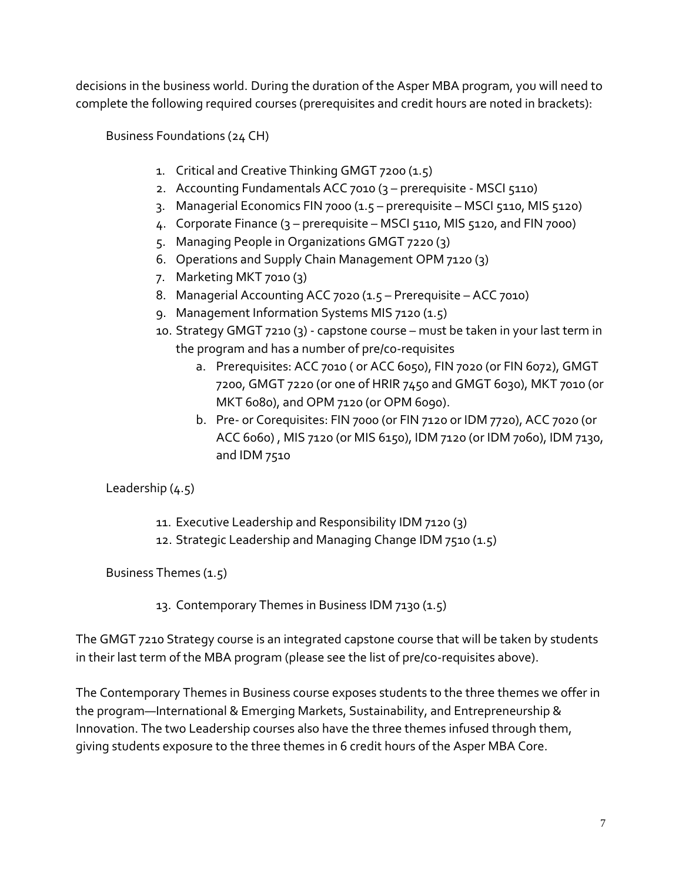decisions in the business world. During the duration of the Asper MBA program, you will need to complete the following required courses (prerequisites and credit hours are noted in brackets):

Business Foundations (24 CH)

1. Critical and Creative Thinking GMGT 7200 (1.5)
2. Accounting Fundamentals ACC 7010 (3 – prerequisite - MSCI 5110)
3. Managerial Economics FIN 7000 (1.5 – prerequisite – MSCI 5110, MIS 5120)
4. Corporate Finance (3 – prerequisite – MSCI 5110, MIS 5120, and FIN 7000)
5. Managing People in Organizations GMGT 7220 (3)
6. Operations and Supply Chain Management OPM 7120 (3)
7. Marketing MKT 7010 (3)
8. Managerial Accounting ACC 7020 (1.5 – Prerequisite – ACC 7010)
9. Management Information Systems MIS 7120 (1.5)
10. Strategy GMGT 7210 (3) - capstone course – must be taken in your last term in the program and has a number of pre/co-requisites
    a. Prerequisites: ACC 7010 ( or ACC 6050), FIN 7020 (or FIN 6072), GMGT 7200, GMGT 7220 (or one of HRIR 7450 and GMGT 6030), MKT 7010 (or MKT 6080), and OPM 7120 (or OPM 6090).
    b. Pre- or Corequisites: FIN 7000 (or FIN 7120 or IDM 7720), ACC 7020 (or ACC 6060) , MIS 7120 (or MIS 6150), IDM 7120 (or IDM 7060), IDM 7130, and IDM 7510

Leadership (4.5)

11. Executive Leadership and Responsibility IDM 7120 (3)
12. Strategic Leadership and Managing Change IDM 7510 (1.5)

Business Themes (1.5)

13. Contemporary Themes in Business IDM 7130 (1.5)

The GMGT 7210 Strategy course is an integrated capstone course that will be taken by students in their last term of the MBA program (please see the list of pre/co-requisites above).

The Contemporary Themes in Business course exposes students to the three themes we offer in the program—International & Emerging Markets, Sustainability, and Entrepreneurship & Innovation. The two Leadership courses also have the three themes infused through them, giving students exposure to the three themes in 6 credit hours of the Asper MBA Core.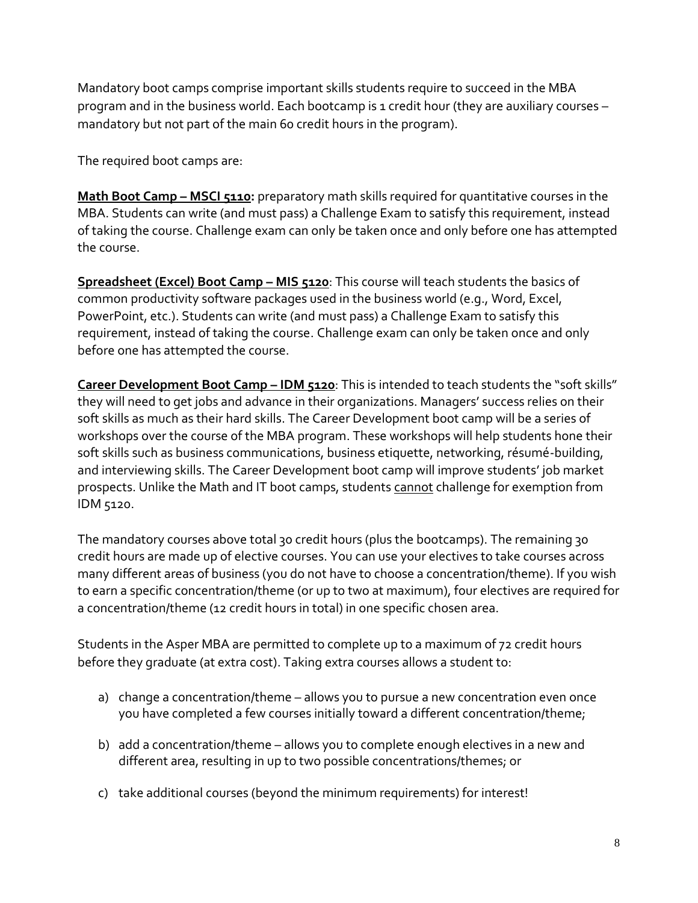Mandatory boot camps comprise important skills students require to succeed in the MBA program and in the business world. Each bootcamp is 1 credit hour (they are auxiliary courses – mandatory but not part of the main 60 credit hours in the program).

The required boot camps are:

**Math Boot Camp – MSCI 5110:** preparatory math skills required for quantitative courses in the MBA. Students can write (and must pass) a Challenge Exam to satisfy this requirement, instead of taking the course. Challenge exam can only be taken once and only before one has attempted the course.

**Spreadsheet (Excel) Boot Camp – MIS 5120**: This course will teach students the basics of common productivity software packages used in the business world (e.g., Word, Excel, PowerPoint, etc.). Students can write (and must pass) a Challenge Exam to satisfy this requirement, instead of taking the course. Challenge exam can only be taken once and only before one has attempted the course.

**Career Development Boot Camp – IDM 5120**: This is intended to teach students the "soft skills" they will need to get jobs and advance in their organizations. Managers' success relies on their soft skills as much as their hard skills. The Career Development boot camp will be a series of workshops over the course of the MBA program. These workshops will help students hone their soft skills such as business communications, business etiquette, networking, résumé-building, and interviewing skills. The Career Development boot camp will improve students' job market prospects. Unlike the Math and IT boot camps, students cannot challenge for exemption from IDM 5120.

The mandatory courses above total 30 credit hours (plus the bootcamps). The remaining 30 credit hours are made up of elective courses. You can use your electives to take courses across many different areas of business (you do not have to choose a concentration/theme). If you wish to earn a specific concentration/theme (or up to two at maximum), four electives are required for a concentration/theme (12 credit hours in total) in one specific chosen area.

Students in the Asper MBA are permitted to complete up to a maximum of 72 credit hours before they graduate (at extra cost). Taking extra courses allows a student to:

a) change a concentration/theme – allows you to pursue a new concentration even once you have completed a few courses initially toward a different concentration/theme;

b) add a concentration/theme – allows you to complete enough electives in a new and different area, resulting in up to two possible concentrations/themes; or

c) take additional courses (beyond the minimum requirements) for interest!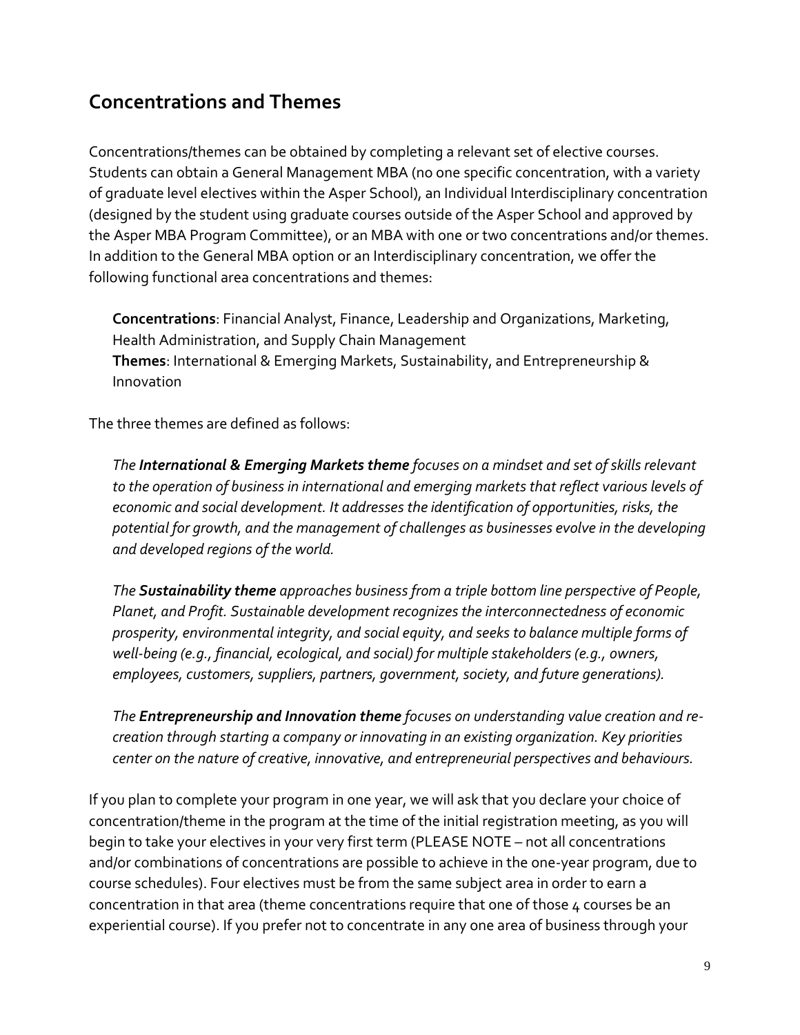## Concentrations and Themes

Concentrations/themes can be obtained by completing a relevant set of elective courses. Students can obtain a General Management MBA (no one specific concentration, with a variety of graduate level electives within the Asper School), an Individual Interdisciplinary concentration (designed by the student using graduate courses outside of the Asper School and approved by the Asper MBA Program Committee), or an MBA with one or two concentrations and/or themes. In addition to the General MBA option or an Interdisciplinary concentration, we offer the following functional area concentrations and themes:

**Concentrations**: Financial Analyst, Finance, Leadership and Organizations, Marketing, Health Administration, and Supply Chain Management
**Themes**: International & Emerging Markets, Sustainability, and Entrepreneurship & Innovation

The three themes are defined as follows:

*The **International & Emerging Markets theme** focuses on a mindset and set of skills relevant to the operation of business in international and emerging markets that reflect various levels of economic and social development. It addresses the identification of opportunities, risks, the potential for growth, and the management of challenges as businesses evolve in the developing and developed regions of the world.*

*The **Sustainability theme** approaches business from a triple bottom line perspective of People, Planet, and Profit. Sustainable development recognizes the interconnectedness of economic prosperity, environmental integrity, and social equity, and seeks to balance multiple forms of well-being (e.g., financial, ecological, and social) for multiple stakeholders (e.g., owners, employees, customers, suppliers, partners, government, society, and future generations).*

*The **Entrepreneurship and Innovation theme** focuses on understanding value creation and re-creation through starting a company or innovating in an existing organization. Key priorities center on the nature of creative, innovative, and entrepreneurial perspectives and behaviours.*

If you plan to complete your program in one year, we will ask that you declare your choice of concentration/theme in the program at the time of the initial registration meeting, as you will begin to take your electives in your very first term (PLEASE NOTE – not all concentrations and/or combinations of concentrations are possible to achieve in the one-year program, due to course schedules). Four electives must be from the same subject area in order to earn a concentration in that area (theme concentrations require that one of those 4 courses be an experiential course). If you prefer not to concentrate in any one area of business through your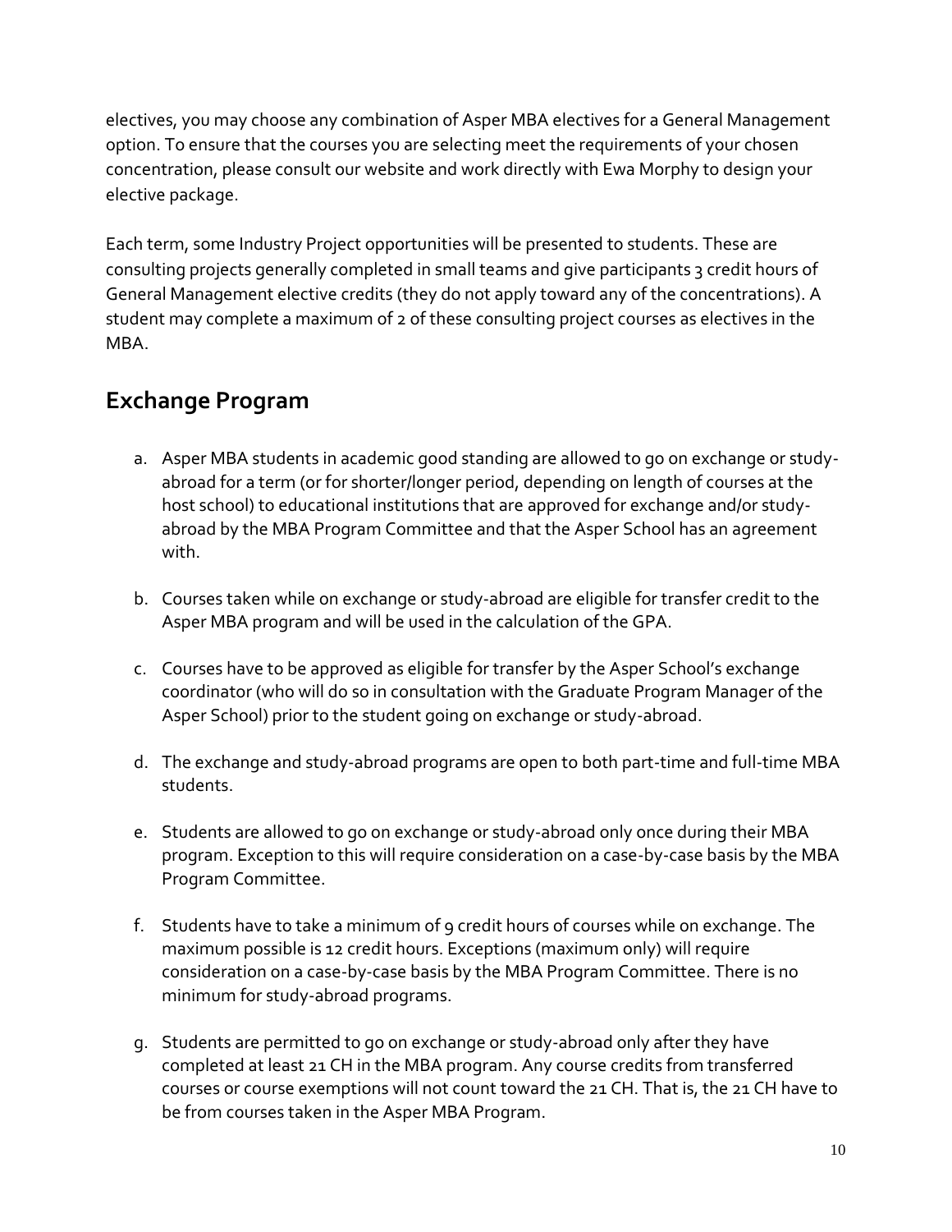electives, you may choose any combination of Asper MBA electives for a General Management option. To ensure that the courses you are selecting meet the requirements of your chosen concentration, please consult our website and work directly with Ewa Morphy to design your elective package.

Each term, some Industry Project opportunities will be presented to students. These are consulting projects generally completed in small teams and give participants 3 credit hours of General Management elective credits (they do not apply toward any of the concentrations). A student may complete a maximum of 2 of these consulting project courses as electives in the MBA.

## Exchange Program

a. Asper MBA students in academic good standing are allowed to go on exchange or study-abroad for a term (or for shorter/longer period, depending on length of courses at the host school) to educational institutions that are approved for exchange and/or study-abroad by the MBA Program Committee and that the Asper School has an agreement with.

b. Courses taken while on exchange or study-abroad are eligible for transfer credit to the Asper MBA program and will be used in the calculation of the GPA.

c. Courses have to be approved as eligible for transfer by the Asper School's exchange coordinator (who will do so in consultation with the Graduate Program Manager of the Asper School) prior to the student going on exchange or study-abroad.

d. The exchange and study-abroad programs are open to both part-time and full-time MBA students.

e. Students are allowed to go on exchange or study-abroad only once during their MBA program. Exception to this will require consideration on a case-by-case basis by the MBA Program Committee.

f. Students have to take a minimum of 9 credit hours of courses while on exchange. The maximum possible is 12 credit hours. Exceptions (maximum only) will require consideration on a case-by-case basis by the MBA Program Committee. There is no minimum for study-abroad programs.

g. Students are permitted to go on exchange or study-abroad only after they have completed at least 21 CH in the MBA program. Any course credits from transferred courses or course exemptions will not count toward the 21 CH. That is, the 21 CH have to be from courses taken in the Asper MBA Program.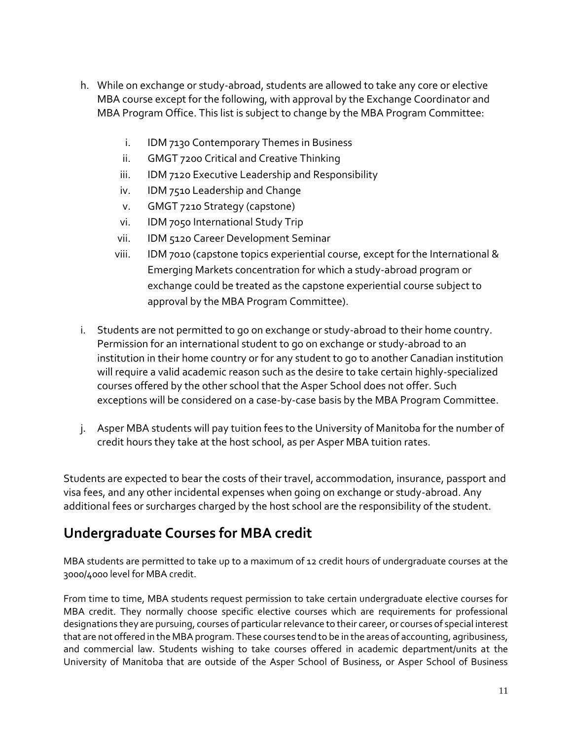h. While on exchange or study-abroad, students are allowed to take any core or elective MBA course except for the following, with approval by the Exchange Coordinator and MBA Program Office. This list is subject to change by the MBA Program Committee:

   i. IDM 7130 Contemporary Themes in Business
   ii. GMGT 7200 Critical and Creative Thinking
   iii. IDM 7120 Executive Leadership and Responsibility
   iv. IDM 7510 Leadership and Change
   v. GMGT 7210 Strategy (capstone)
   vi. IDM 7050 International Study Trip
   vii. IDM 5120 Career Development Seminar
   viii. IDM 7010 (capstone topics experiential course, except for the International & Emerging Markets concentration for which a study-abroad program or exchange could be treated as the capstone experiential course subject to approval by the MBA Program Committee).

i. Students are not permitted to go on exchange or study-abroad to their home country. Permission for an international student to go on exchange or study-abroad to an institution in their home country or for any student to go to another Canadian institution will require a valid academic reason such as the desire to take certain highly-specialized courses offered by the other school that the Asper School does not offer. Such exceptions will be considered on a case-by-case basis by the MBA Program Committee.

j. Asper MBA students will pay tuition fees to the University of Manitoba for the number of credit hours they take at the host school, as per Asper MBA tuition rates.

Students are expected to bear the costs of their travel, accommodation, insurance, passport and visa fees, and any other incidental expenses when going on exchange or study-abroad. Any additional fees or surcharges charged by the host school are the responsibility of the student.

## Undergraduate Courses for MBA credit

MBA students are permitted to take up to a maximum of 12 credit hours of undergraduate courses at the 3000/4000 level for MBA credit.

From time to time, MBA students request permission to take certain undergraduate elective courses for MBA credit. They normally choose specific elective courses which are requirements for professional designations they are pursuing, courses of particular relevance to their career, or courses of special interest that are not offered in the MBA program. These courses tend to be in the areas of accounting, agribusiness, and commercial law. Students wishing to take courses offered in academic department/units at the University of Manitoba that are outside of the Asper School of Business, or Asper School of Business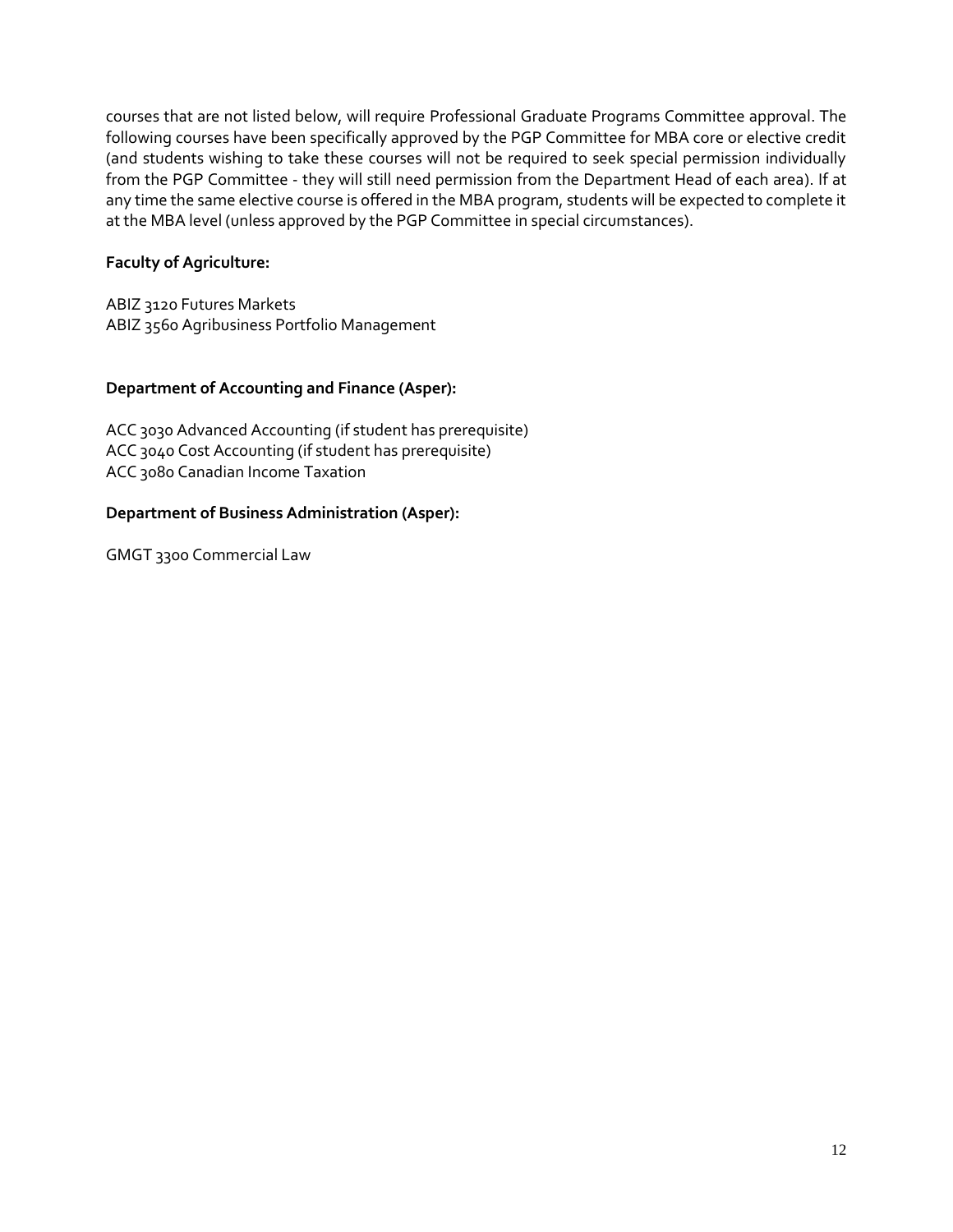courses that are not listed below, will require Professional Graduate Programs Committee approval. The following courses have been specifically approved by the PGP Committee for MBA core or elective credit (and students wishing to take these courses will not be required to seek special permission individually from the PGP Committee - they will still need permission from the Department Head of each area). If at any time the same elective course is offered in the MBA program, students will be expected to complete it at the MBA level (unless approved by the PGP Committee in special circumstances).

**Faculty of Agriculture:**

ABIZ 3120 Futures Markets
ABIZ 3560 Agribusiness Portfolio Management

**Department of Accounting and Finance (Asper):**

ACC 3030 Advanced Accounting (if student has prerequisite)
ACC 3040 Cost Accounting (if student has prerequisite)
ACC 3080 Canadian Income Taxation

**Department of Business Administration (Asper):**

GMGT 3300 Commercial Law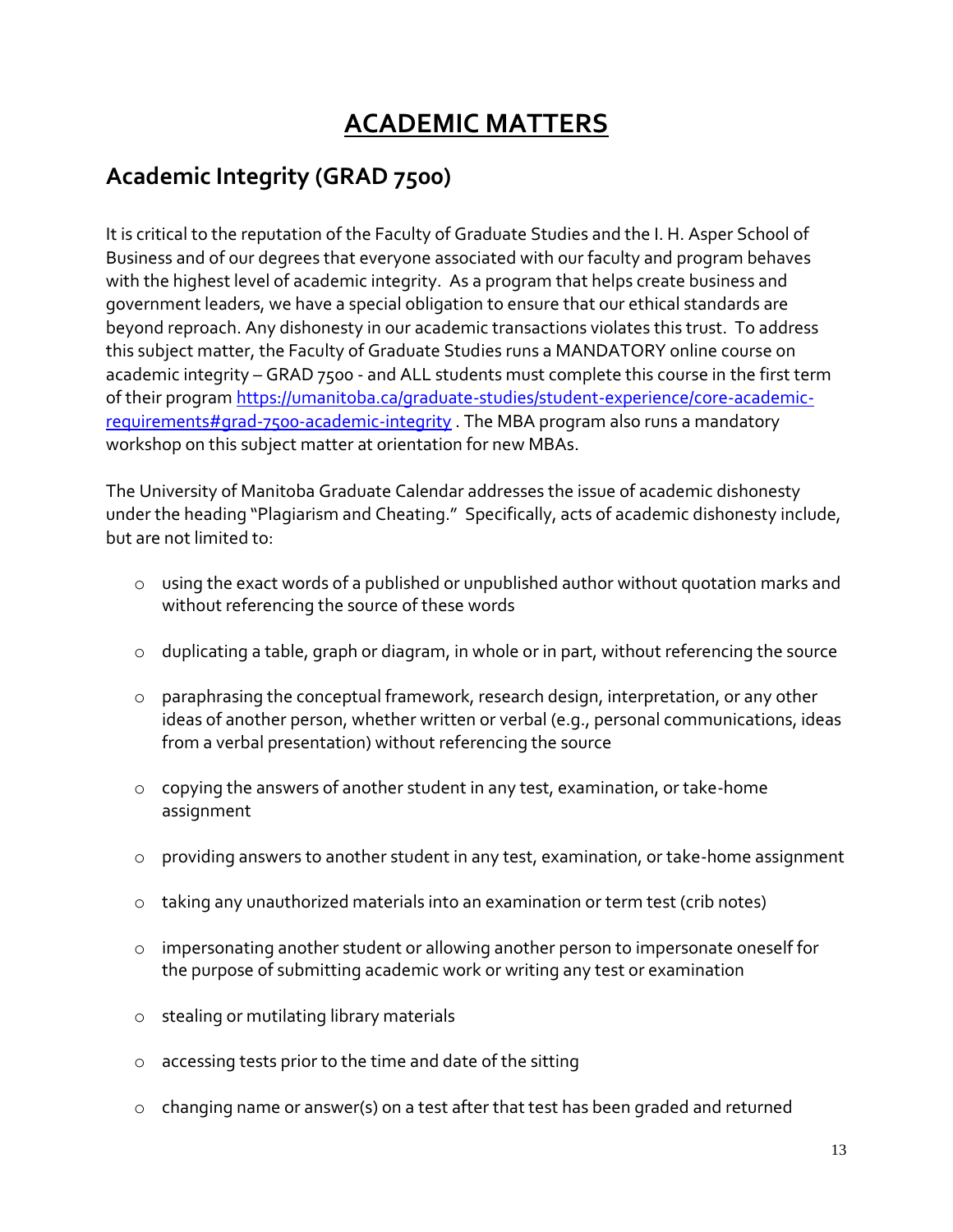# ACADEMIC MATTERS

## Academic Integrity (GRAD 7500)

It is critical to the reputation of the Faculty of Graduate Studies and the I. H. Asper School of Business and of our degrees that everyone associated with our faculty and program behaves with the highest level of academic integrity. As a program that helps create business and government leaders, we have a special obligation to ensure that our ethical standards are beyond reproach. Any dishonesty in our academic transactions violates this trust. To address this subject matter, the Faculty of Graduate Studies runs a MANDATORY online course on academic integrity – GRAD 7500 - and ALL students must complete this course in the first term of their program [https://umanitoba.ca/graduate-studies/student-experience/core-academic-requirements#grad-7500-academic-integrity](https://umanitoba.ca/graduate-studies/student-experience/core-academic-requirements#grad-7500-academic-integrity) . The MBA program also runs a mandatory workshop on this subject matter at orientation for new MBAs.

The University of Manitoba Graduate Calendar addresses the issue of academic dishonesty under the heading "Plagiarism and Cheating." Specifically, acts of academic dishonesty include, but are not limited to:

- using the exact words of a published or unpublished author without quotation marks and without referencing the source of these words
- duplicating a table, graph or diagram, in whole or in part, without referencing the source
- paraphrasing the conceptual framework, research design, interpretation, or any other ideas of another person, whether written or verbal (e.g., personal communications, ideas from a verbal presentation) without referencing the source
- copying the answers of another student in any test, examination, or take-home assignment
- providing answers to another student in any test, examination, or take-home assignment
- taking any unauthorized materials into an examination or term test (crib notes)
- impersonating another student or allowing another person to impersonate oneself for the purpose of submitting academic work or writing any test or examination
- stealing or mutilating library materials
- accessing tests prior to the time and date of the sitting
- changing name or answer(s) on a test after that test has been graded and returned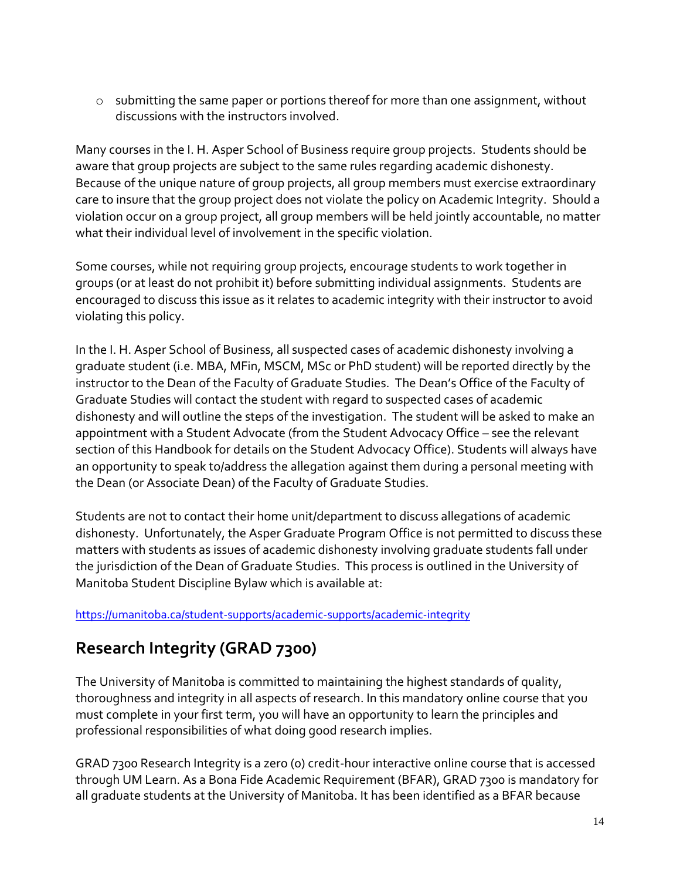- submitting the same paper or portions thereof for more than one assignment, without discussions with the instructors involved.

Many courses in the I. H. Asper School of Business require group projects. Students should be aware that group projects are subject to the same rules regarding academic dishonesty. Because of the unique nature of group projects, all group members must exercise extraordinary care to insure that the group project does not violate the policy on Academic Integrity. Should a violation occur on a group project, all group members will be held jointly accountable, no matter what their individual level of involvement in the specific violation.

Some courses, while not requiring group projects, encourage students to work together in groups (or at least do not prohibit it) before submitting individual assignments. Students are encouraged to discuss this issue as it relates to academic integrity with their instructor to avoid violating this policy.

In the I. H. Asper School of Business, all suspected cases of academic dishonesty involving a graduate student (i.e. MBA, MFin, MSCM, MSc or PhD student) will be reported directly by the instructor to the Dean of the Faculty of Graduate Studies. The Dean's Office of the Faculty of Graduate Studies will contact the student with regard to suspected cases of academic dishonesty and will outline the steps of the investigation. The student will be asked to make an appointment with a Student Advocate (from the Student Advocacy Office – see the relevant section of this Handbook for details on the Student Advocacy Office). Students will always have an opportunity to speak to/address the allegation against them during a personal meeting with the Dean (or Associate Dean) of the Faculty of Graduate Studies.

Students are not to contact their home unit/department to discuss allegations of academic dishonesty. Unfortunately, the Asper Graduate Program Office is not permitted to discuss these matters with students as issues of academic dishonesty involving graduate students fall under the jurisdiction of the Dean of Graduate Studies. This process is outlined in the University of Manitoba Student Discipline Bylaw which is available at:

https://umanitoba.ca/student-supports/academic-supports/academic-integrity

## Research Integrity (GRAD 7300)

The University of Manitoba is committed to maintaining the highest standards of quality, thoroughness and integrity in all aspects of research. In this mandatory online course that you must complete in your first term, you will have an opportunity to learn the principles and professional responsibilities of what doing good research implies.

GRAD 7300 Research Integrity is a zero (0) credit-hour interactive online course that is accessed through UM Learn. As a Bona Fide Academic Requirement (BFAR), GRAD 7300 is mandatory for all graduate students at the University of Manitoba. It has been identified as a BFAR because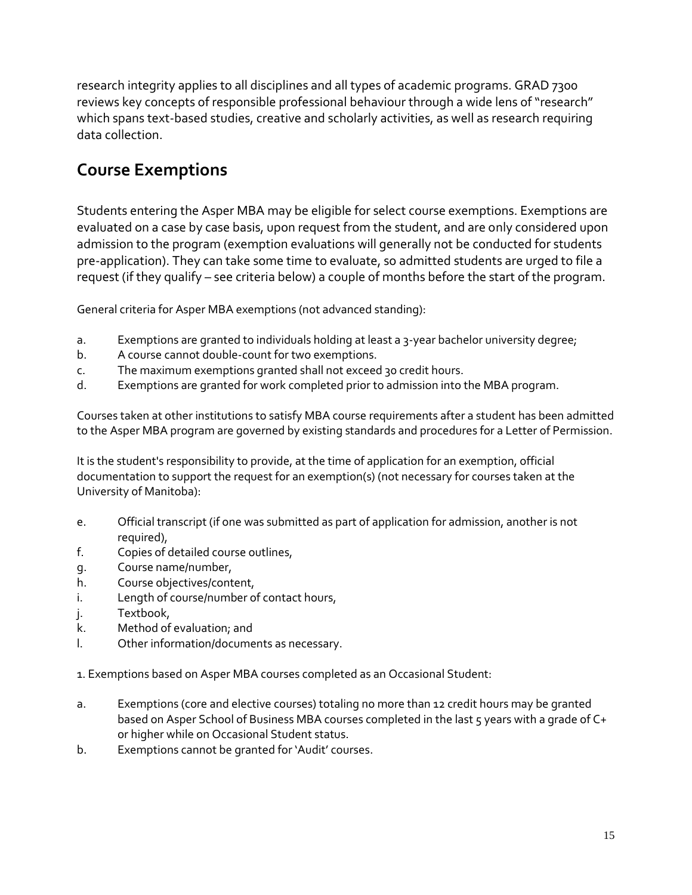research integrity applies to all disciplines and all types of academic programs. GRAD 7300 reviews key concepts of responsible professional behaviour through a wide lens of "research" which spans text-based studies, creative and scholarly activities, as well as research requiring data collection.

## Course Exemptions

Students entering the Asper MBA may be eligible for select course exemptions. Exemptions are evaluated on a case by case basis, upon request from the student, and are only considered upon admission to the program (exemption evaluations will generally not be conducted for students pre-application). They can take some time to evaluate, so admitted students are urged to file a request (if they qualify – see criteria below) a couple of months before the start of the program.

General criteria for Asper MBA exemptions (not advanced standing):

a. Exemptions are granted to individuals holding at least a 3-year bachelor university degree;
b. A course cannot double-count for two exemptions.
c. The maximum exemptions granted shall not exceed 30 credit hours.
d. Exemptions are granted for work completed prior to admission into the MBA program.

Courses taken at other institutions to satisfy MBA course requirements after a student has been admitted to the Asper MBA program are governed by existing standards and procedures for a Letter of Permission.

It is the student's responsibility to provide, at the time of application for an exemption, official documentation to support the request for an exemption(s) (not necessary for courses taken at the University of Manitoba):

e. Official transcript (if one was submitted as part of application for admission, another is not required),
f. Copies of detailed course outlines,
g. Course name/number,
h. Course objectives/content,
i. Length of course/number of contact hours,
j. Textbook,
k. Method of evaluation; and
l. Other information/documents as necessary.

1. Exemptions based on Asper MBA courses completed as an Occasional Student:

a. Exemptions (core and elective courses) totaling no more than 12 credit hours may be granted based on Asper School of Business MBA courses completed in the last 5 years with a grade of C+ or higher while on Occasional Student status.
b. Exemptions cannot be granted for 'Audit' courses.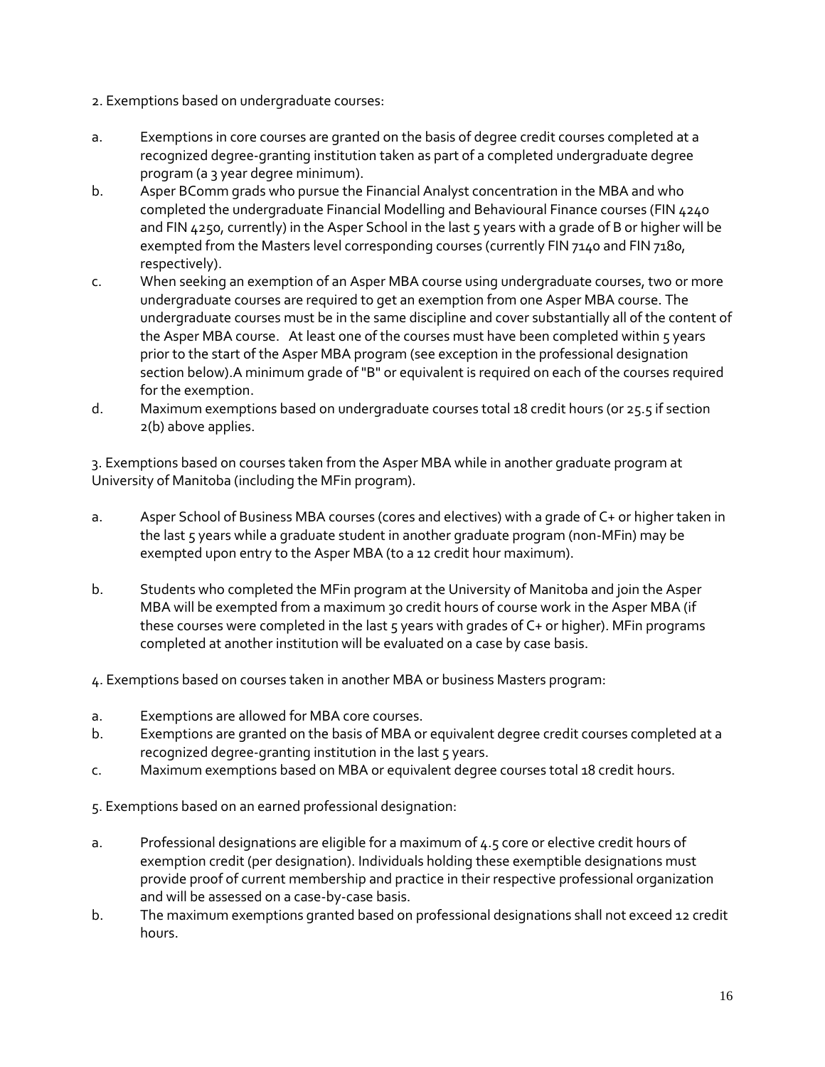2. Exemptions based on undergraduate courses:

a. Exemptions in core courses are granted on the basis of degree credit courses completed at a recognized degree-granting institution taken as part of a completed undergraduate degree program (a 3 year degree minimum).

b. Asper BComm grads who pursue the Financial Analyst concentration in the MBA and who completed the undergraduate Financial Modelling and Behavioural Finance courses (FIN 4240 and FIN 4250, currently) in the Asper School in the last 5 years with a grade of B or higher will be exempted from the Masters level corresponding courses (currently FIN 7140 and FIN 7180, respectively).

c. When seeking an exemption of an Asper MBA course using undergraduate courses, two or more undergraduate courses are required to get an exemption from one Asper MBA course. The undergraduate courses must be in the same discipline and cover substantially all of the content of the Asper MBA course. At least one of the courses must have been completed within 5 years prior to the start of the Asper MBA program (see exception in the professional designation section below).A minimum grade of "B" or equivalent is required on each of the courses required for the exemption.

d. Maximum exemptions based on undergraduate courses total 18 credit hours (or 25.5 if section 2(b) above applies.

3. Exemptions based on courses taken from the Asper MBA while in another graduate program at University of Manitoba (including the MFin program).

a. Asper School of Business MBA courses (cores and electives) with a grade of C+ or higher taken in the last 5 years while a graduate student in another graduate program (non-MFin) may be exempted upon entry to the Asper MBA (to a 12 credit hour maximum).

b. Students who completed the MFin program at the University of Manitoba and join the Asper MBA will be exempted from a maximum 30 credit hours of course work in the Asper MBA (if these courses were completed in the last 5 years with grades of C+ or higher). MFin programs completed at another institution will be evaluated on a case by case basis.

4. Exemptions based on courses taken in another MBA or business Masters program:

a. Exemptions are allowed for MBA core courses.

b. Exemptions are granted on the basis of MBA or equivalent degree credit courses completed at a recognized degree-granting institution in the last 5 years.

c. Maximum exemptions based on MBA or equivalent degree courses total 18 credit hours.

5. Exemptions based on an earned professional designation:

a. Professional designations are eligible for a maximum of 4.5 core or elective credit hours of exemption credit (per designation). Individuals holding these exemptible designations must provide proof of current membership and practice in their respective professional organization and will be assessed on a case-by-case basis.

b. The maximum exemptions granted based on professional designations shall not exceed 12 credit hours.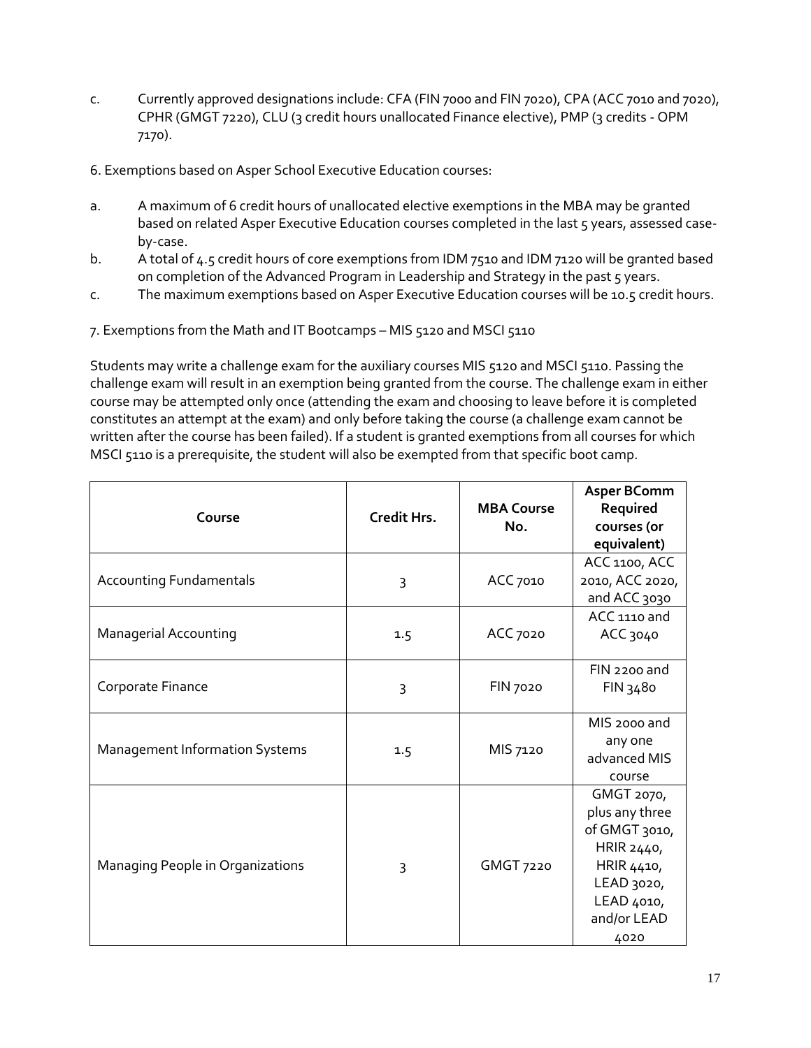c. Currently approved designations include: CFA (FIN 7000 and FIN 7020), CPA (ACC 7010 and 7020), CPHR (GMGT 7220), CLU (3 credit hours unallocated Finance elective), PMP (3 credits - OPM 7170).

6. Exemptions based on Asper School Executive Education courses:

a. A maximum of 6 credit hours of unallocated elective exemptions in the MBA may be granted based on related Asper Executive Education courses completed in the last 5 years, assessed case-by-case.
b. A total of 4.5 credit hours of core exemptions from IDM 7510 and IDM 7120 will be granted based on completion of the Advanced Program in Leadership and Strategy in the past 5 years.
c. The maximum exemptions based on Asper Executive Education courses will be 10.5 credit hours.

7. Exemptions from the Math and IT Bootcamps – MIS 5120 and MSCI 5110

Students may write a challenge exam for the auxiliary courses MIS 5120 and MSCI 5110. Passing the challenge exam will result in an exemption being granted from the course. The challenge exam in either course may be attempted only once (attending the exam and choosing to leave before it is completed constitutes an attempt at the exam) and only before taking the course (a challenge exam cannot be written after the course has been failed). If a student is granted exemptions from all courses for which MSCI 5110 is a prerequisite, the student will also be exempted from that specific boot camp.

| Course | Credit Hrs. | MBA Course No. | Asper BComm Required courses (or equivalent) |
|---|---|---|---|
| Accounting Fundamentals | 3 | ACC 7010 | ACC 1100, ACC 2010, ACC 2020, and ACC 3030 |
| Managerial Accounting | 1.5 | ACC 7020 | ACC 1110 and ACC 3040 |
| Corporate Finance | 3 | FIN 7020 | FIN 2200 and FIN 3480 |
| Management Information Systems | 1.5 | MIS 7120 | MIS 2000 and any one advanced MIS course |
| Managing People in Organizations | 3 | GMGT 7220 | GMGT 2070, plus any three of GMGT 3010, HRIR 2440, HRIR 4410, LEAD 3020, LEAD 4010, and/or LEAD 4020 |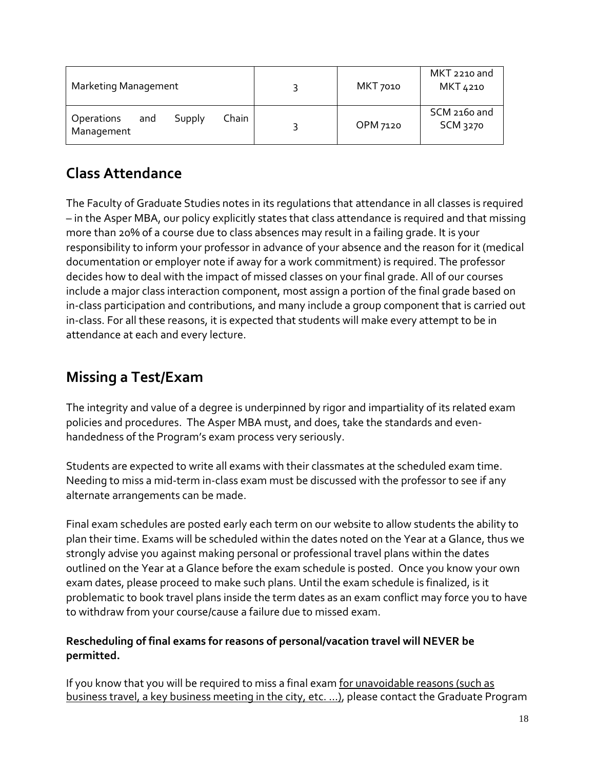| Marketing Management | 3 | MKT 7010 | MKT 2210 and MKT 4210 |
|---|---|---|---|
| Operations and Supply Chain Management | 3 | OPM 7120 | SCM 2160 and SCM 3270 |

## Class Attendance

The Faculty of Graduate Studies notes in its regulations that attendance in all classes is required – in the Asper MBA, our policy explicitly states that class attendance is required and that missing more than 20% of a course due to class absences may result in a failing grade. It is your responsibility to inform your professor in advance of your absence and the reason for it (medical documentation or employer note if away for a work commitment) is required. The professor decides how to deal with the impact of missed classes on your final grade. All of our courses include a major class interaction component, most assign a portion of the final grade based on in-class participation and contributions, and many include a group component that is carried out in-class. For all these reasons, it is expected that students will make every attempt to be in attendance at each and every lecture.

## Missing a Test/Exam

The integrity and value of a degree is underpinned by rigor and impartiality of its related exam policies and procedures. The Asper MBA must, and does, take the standards and even-handedness of the Program's exam process very seriously.

Students are expected to write all exams with their classmates at the scheduled exam time. Needing to miss a mid-term in-class exam must be discussed with the professor to see if any alternate arrangements can be made.

Final exam schedules are posted early each term on our website to allow students the ability to plan their time. Exams will be scheduled within the dates noted on the Year at a Glance, thus we strongly advise you against making personal or professional travel plans within the dates outlined on the Year at a Glance before the exam schedule is posted. Once you know your own exam dates, please proceed to make such plans. Until the exam schedule is finalized, is it problematic to book travel plans inside the term dates as an exam conflict may force you to have to withdraw from your course/cause a failure due to missed exam.

**Rescheduling of final exams for reasons of personal/vacation travel will NEVER be permitted.**

If you know that you will be required to miss a final exam for unavoidable reasons (such as business travel, a key business meeting in the city, etc. …), please contact the Graduate Program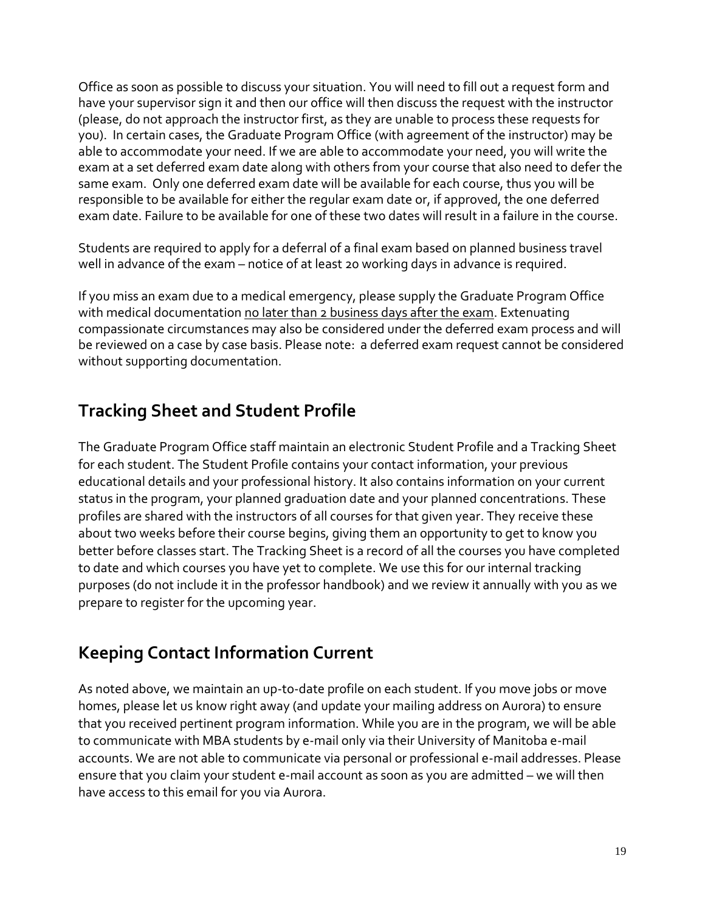Office as soon as possible to discuss your situation. You will need to fill out a request form and have your supervisor sign it and then our office will then discuss the request with the instructor (please, do not approach the instructor first, as they are unable to process these requests for you). In certain cases, the Graduate Program Office (with agreement of the instructor) may be able to accommodate your need. If we are able to accommodate your need, you will write the exam at a set deferred exam date along with others from your course that also need to defer the same exam. Only one deferred exam date will be available for each course, thus you will be responsible to be available for either the regular exam date or, if approved, the one deferred exam date. Failure to be available for one of these two dates will result in a failure in the course.

Students are required to apply for a deferral of a final exam based on planned business travel well in advance of the exam – notice of at least 20 working days in advance is required.

If you miss an exam due to a medical emergency, please supply the Graduate Program Office with medical documentation <u>no later than 2 business days after the exam</u>. Extenuating compassionate circumstances may also be considered under the deferred exam process and will be reviewed on a case by case basis. Please note: a deferred exam request cannot be considered without supporting documentation.

## Tracking Sheet and Student Profile

The Graduate Program Office staff maintain an electronic Student Profile and a Tracking Sheet for each student. The Student Profile contains your contact information, your previous educational details and your professional history. It also contains information on your current status in the program, your planned graduation date and your planned concentrations. These profiles are shared with the instructors of all courses for that given year. They receive these about two weeks before their course begins, giving them an opportunity to get to know you better before classes start. The Tracking Sheet is a record of all the courses you have completed to date and which courses you have yet to complete. We use this for our internal tracking purposes (do not include it in the professor handbook) and we review it annually with you as we prepare to register for the upcoming year.

## Keeping Contact Information Current

As noted above, we maintain an up-to-date profile on each student. If you move jobs or move homes, please let us know right away (and update your mailing address on Aurora) to ensure that you received pertinent program information. While you are in the program, we will be able to communicate with MBA students by e-mail only via their University of Manitoba e-mail accounts. We are not able to communicate via personal or professional e-mail addresses. Please ensure that you claim your student e-mail account as soon as you are admitted – we will then have access to this email for you via Aurora.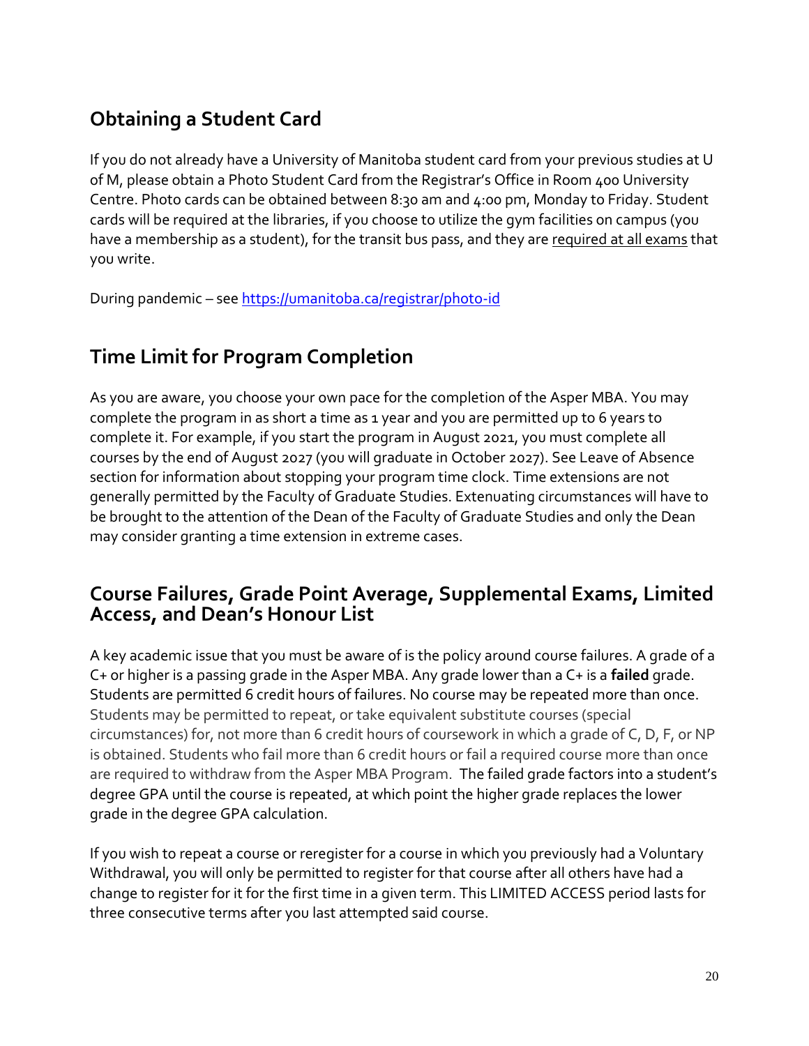## Obtaining a Student Card

If you do not already have a University of Manitoba student card from your previous studies at U of M, please obtain a Photo Student Card from the Registrar's Office in Room 400 University Centre. Photo cards can be obtained between 8:30 am and 4:00 pm, Monday to Friday. Student cards will be required at the libraries, if you choose to utilize the gym facilities on campus (you have a membership as a student), for the transit bus pass, and they are required at all exams that you write.

During pandemic – see [https://umanitoba.ca/registrar/photo-id](https://umanitoba.ca/registrar/photo-id)

## Time Limit for Program Completion

As you are aware, you choose your own pace for the completion of the Asper MBA. You may complete the program in as short a time as 1 year and you are permitted up to 6 years to complete it. For example, if you start the program in August 2021, you must complete all courses by the end of August 2027 (you will graduate in October 2027). See Leave of Absence section for information about stopping your program time clock. Time extensions are not generally permitted by the Faculty of Graduate Studies. Extenuating circumstances will have to be brought to the attention of the Dean of the Faculty of Graduate Studies and only the Dean may consider granting a time extension in extreme cases.

## Course Failures, Grade Point Average, Supplemental Exams, Limited Access, and Dean's Honour List

A key academic issue that you must be aware of is the policy around course failures. A grade of a C+ or higher is a passing grade in the Asper MBA. Any grade lower than a C+ is a **failed** grade. Students are permitted 6 credit hours of failures. No course may be repeated more than once. Students may be permitted to repeat, or take equivalent substitute courses (special circumstances) for, not more than 6 credit hours of coursework in which a grade of C, D, F, or NP is obtained. Students who fail more than 6 credit hours or fail a required course more than once are required to withdraw from the Asper MBA Program. The failed grade factors into a student's degree GPA until the course is repeated, at which point the higher grade replaces the lower grade in the degree GPA calculation.

If you wish to repeat a course or reregister for a course in which you previously had a Voluntary Withdrawal, you will only be permitted to register for that course after all others have had a change to register for it for the first time in a given term. This LIMITED ACCESS period lasts for three consecutive terms after you last attempted said course.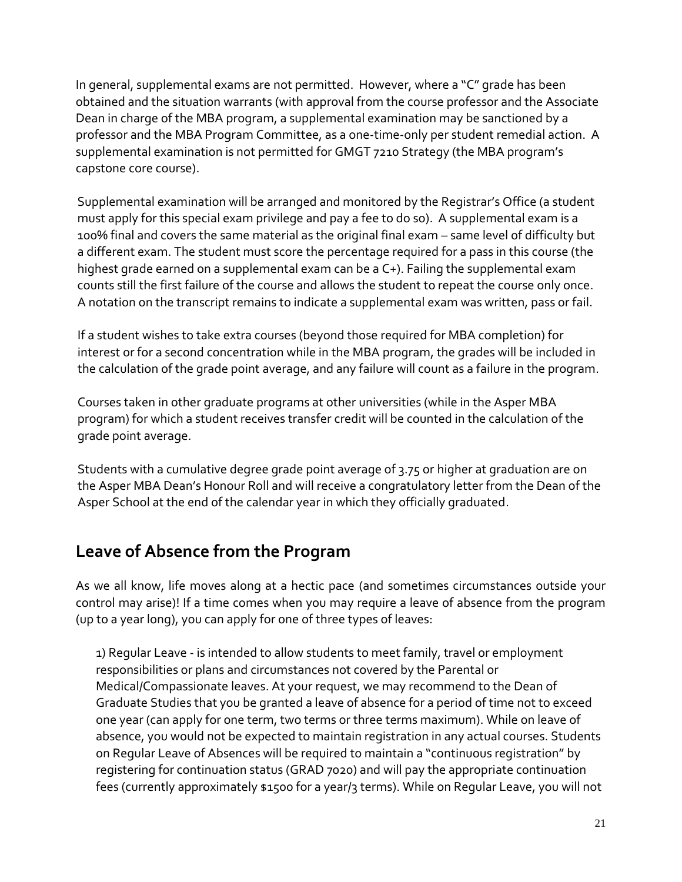In general, supplemental exams are not permitted. However, where a "C" grade has been obtained and the situation warrants (with approval from the course professor and the Associate Dean in charge of the MBA program, a supplemental examination may be sanctioned by a professor and the MBA Program Committee, as a one-time-only per student remedial action. A supplemental examination is not permitted for GMGT 7210 Strategy (the MBA program's capstone core course).

Supplemental examination will be arranged and monitored by the Registrar's Office (a student must apply for this special exam privilege and pay a fee to do so). A supplemental exam is a 100% final and covers the same material as the original final exam – same level of difficulty but a different exam. The student must score the percentage required for a pass in this course (the highest grade earned on a supplemental exam can be a C+). Failing the supplemental exam counts still the first failure of the course and allows the student to repeat the course only once. A notation on the transcript remains to indicate a supplemental exam was written, pass or fail.

If a student wishes to take extra courses (beyond those required for MBA completion) for interest or for a second concentration while in the MBA program, the grades will be included in the calculation of the grade point average, and any failure will count as a failure in the program.

Courses taken in other graduate programs at other universities (while in the Asper MBA program) for which a student receives transfer credit will be counted in the calculation of the grade point average.

Students with a cumulative degree grade point average of 3.75 or higher at graduation are on the Asper MBA Dean's Honour Roll and will receive a congratulatory letter from the Dean of the Asper School at the end of the calendar year in which they officially graduated.

## Leave of Absence from the Program

As we all know, life moves along at a hectic pace (and sometimes circumstances outside your control may arise)! If a time comes when you may require a leave of absence from the program (up to a year long), you can apply for one of three types of leaves:

1) Regular Leave - is intended to allow students to meet family, travel or employment responsibilities or plans and circumstances not covered by the Parental or Medical/Compassionate leaves. At your request, we may recommend to the Dean of Graduate Studies that you be granted a leave of absence for a period of time not to exceed one year (can apply for one term, two terms or three terms maximum). While on leave of absence, you would not be expected to maintain registration in any actual courses. Students on Regular Leave of Absences will be required to maintain a "continuous registration" by registering for continuation status (GRAD 7020) and will pay the appropriate continuation fees (currently approximately $1500 for a year/3 terms). While on Regular Leave, you will not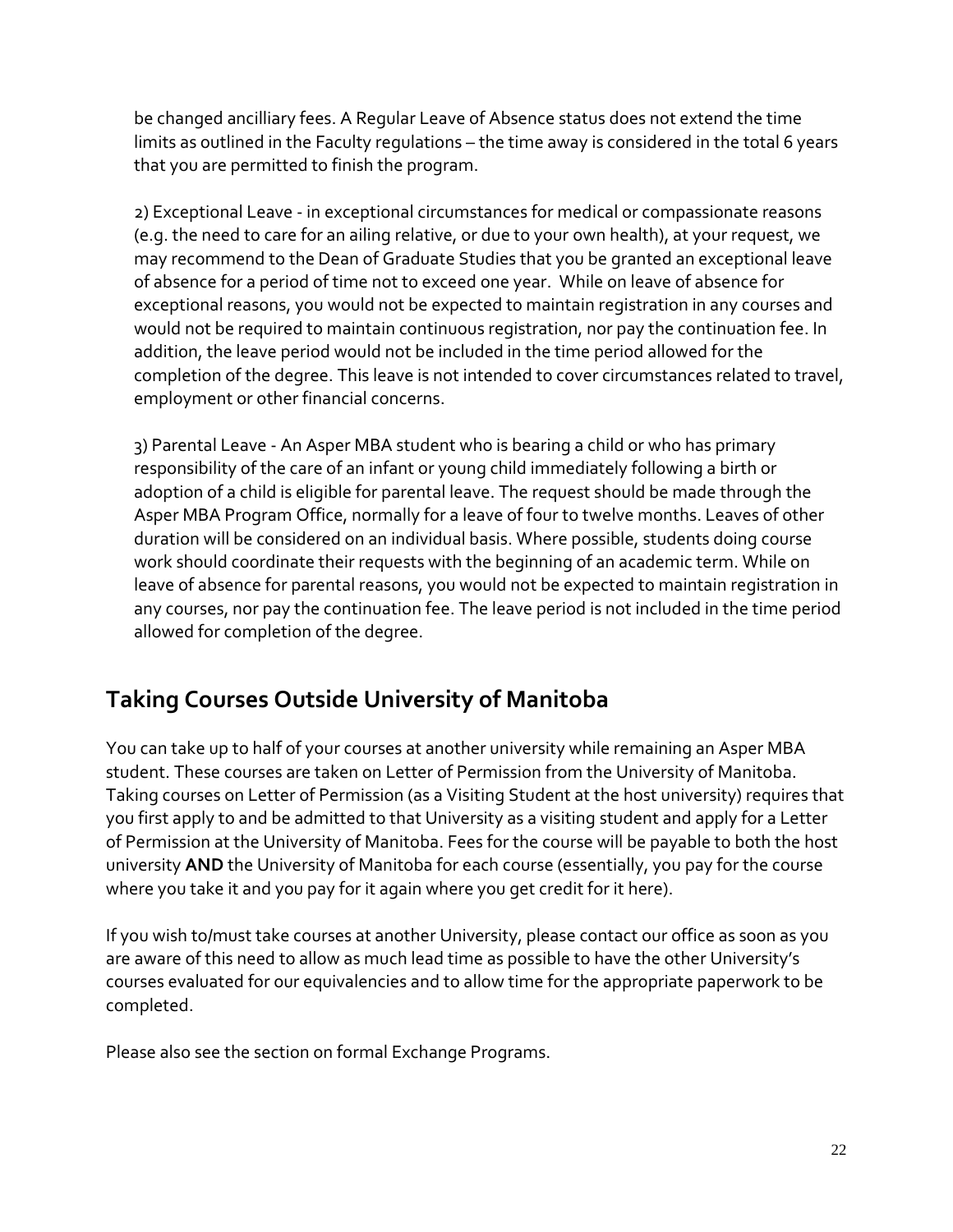be changed ancilliary fees. A Regular Leave of Absence status does not extend the time limits as outlined in the Faculty regulations – the time away is considered in the total 6 years that you are permitted to finish the program.

2) Exceptional Leave - in exceptional circumstances for medical or compassionate reasons (e.g. the need to care for an ailing relative, or due to your own health), at your request, we may recommend to the Dean of Graduate Studies that you be granted an exceptional leave of absence for a period of time not to exceed one year. While on leave of absence for exceptional reasons, you would not be expected to maintain registration in any courses and would not be required to maintain continuous registration, nor pay the continuation fee. In addition, the leave period would not be included in the time period allowed for the completion of the degree. This leave is not intended to cover circumstances related to travel, employment or other financial concerns.

3) Parental Leave - An Asper MBA student who is bearing a child or who has primary responsibility of the care of an infant or young child immediately following a birth or adoption of a child is eligible for parental leave. The request should be made through the Asper MBA Program Office, normally for a leave of four to twelve months. Leaves of other duration will be considered on an individual basis. Where possible, students doing course work should coordinate their requests with the beginning of an academic term. While on leave of absence for parental reasons, you would not be expected to maintain registration in any courses, nor pay the continuation fee. The leave period is not included in the time period allowed for completion of the degree.

## Taking Courses Outside University of Manitoba

You can take up to half of your courses at another university while remaining an Asper MBA student. These courses are taken on Letter of Permission from the University of Manitoba. Taking courses on Letter of Permission (as a Visiting Student at the host university) requires that you first apply to and be admitted to that University as a visiting student and apply for a Letter of Permission at the University of Manitoba. Fees for the course will be payable to both the host university **AND** the University of Manitoba for each course (essentially, you pay for the course where you take it and you pay for it again where you get credit for it here).

If you wish to/must take courses at another University, please contact our office as soon as you are aware of this need to allow as much lead time as possible to have the other University's courses evaluated for our equivalencies and to allow time for the appropriate paperwork to be completed.

Please also see the section on formal Exchange Programs.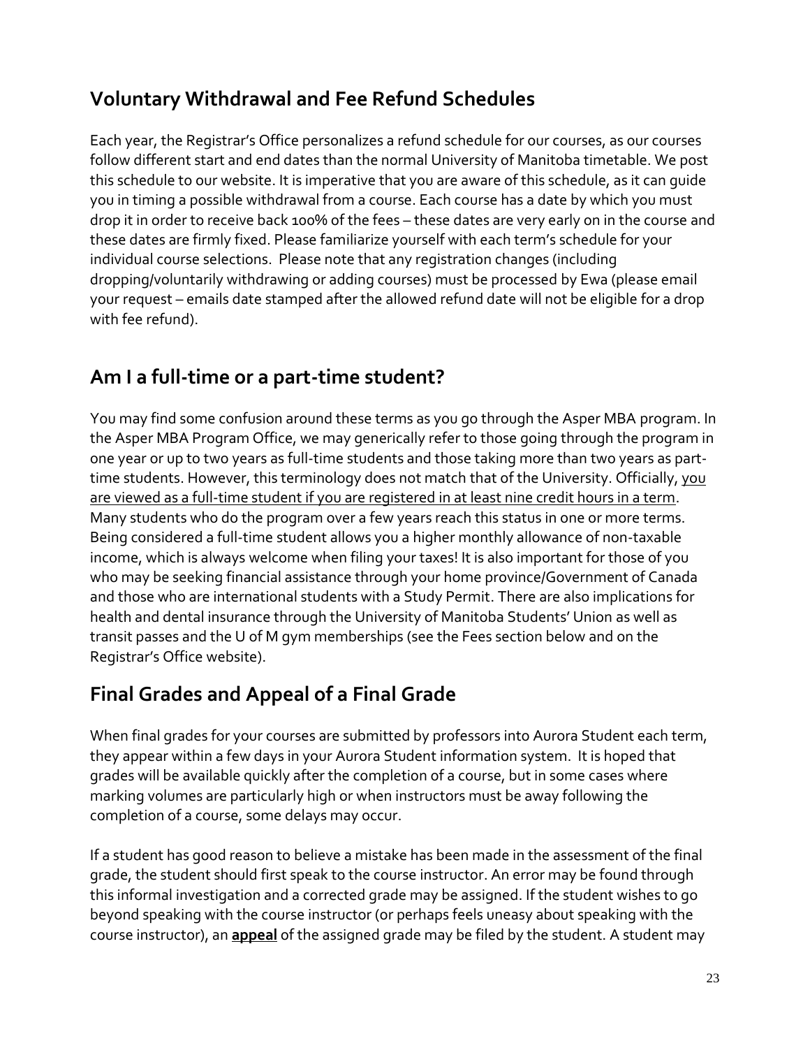## Voluntary Withdrawal and Fee Refund Schedules

Each year, the Registrar's Office personalizes a refund schedule for our courses, as our courses follow different start and end dates than the normal University of Manitoba timetable. We post this schedule to our website. It is imperative that you are aware of this schedule, as it can guide you in timing a possible withdrawal from a course. Each course has a date by which you must drop it in order to receive back 100% of the fees – these dates are very early on in the course and these dates are firmly fixed. Please familiarize yourself with each term's schedule for your individual course selections. Please note that any registration changes (including dropping/voluntarily withdrawing or adding courses) must be processed by Ewa (please email your request – emails date stamped after the allowed refund date will not be eligible for a drop with fee refund).

## Am I a full-time or a part-time student?

You may find some confusion around these terms as you go through the Asper MBA program. In the Asper MBA Program Office, we may generically refer to those going through the program in one year or up to two years as full-time students and those taking more than two years as part-time students. However, this terminology does not match that of the University. Officially, <u>you are viewed as a full-time student if you are registered in at least nine credit hours in a term</u>. Many students who do the program over a few years reach this status in one or more terms. Being considered a full-time student allows you a higher monthly allowance of non-taxable income, which is always welcome when filing your taxes! It is also important for those of you who may be seeking financial assistance through your home province/Government of Canada and those who are international students with a Study Permit. There are also implications for health and dental insurance through the University of Manitoba Students' Union as well as transit passes and the U of M gym memberships (see the Fees section below and on the Registrar's Office website).

## Final Grades and Appeal of a Final Grade

When final grades for your courses are submitted by professors into Aurora Student each term, they appear within a few days in your Aurora Student information system. It is hoped that grades will be available quickly after the completion of a course, but in some cases where marking volumes are particularly high or when instructors must be away following the completion of a course, some delays may occur.

If a student has good reason to believe a mistake has been made in the assessment of the final grade, the student should first speak to the course instructor. An error may be found through this informal investigation and a corrected grade may be assigned. If the student wishes to go beyond speaking with the course instructor (or perhaps feels uneasy about speaking with the course instructor), an **<u>appeal</u>** of the assigned grade may be filed by the student. A student may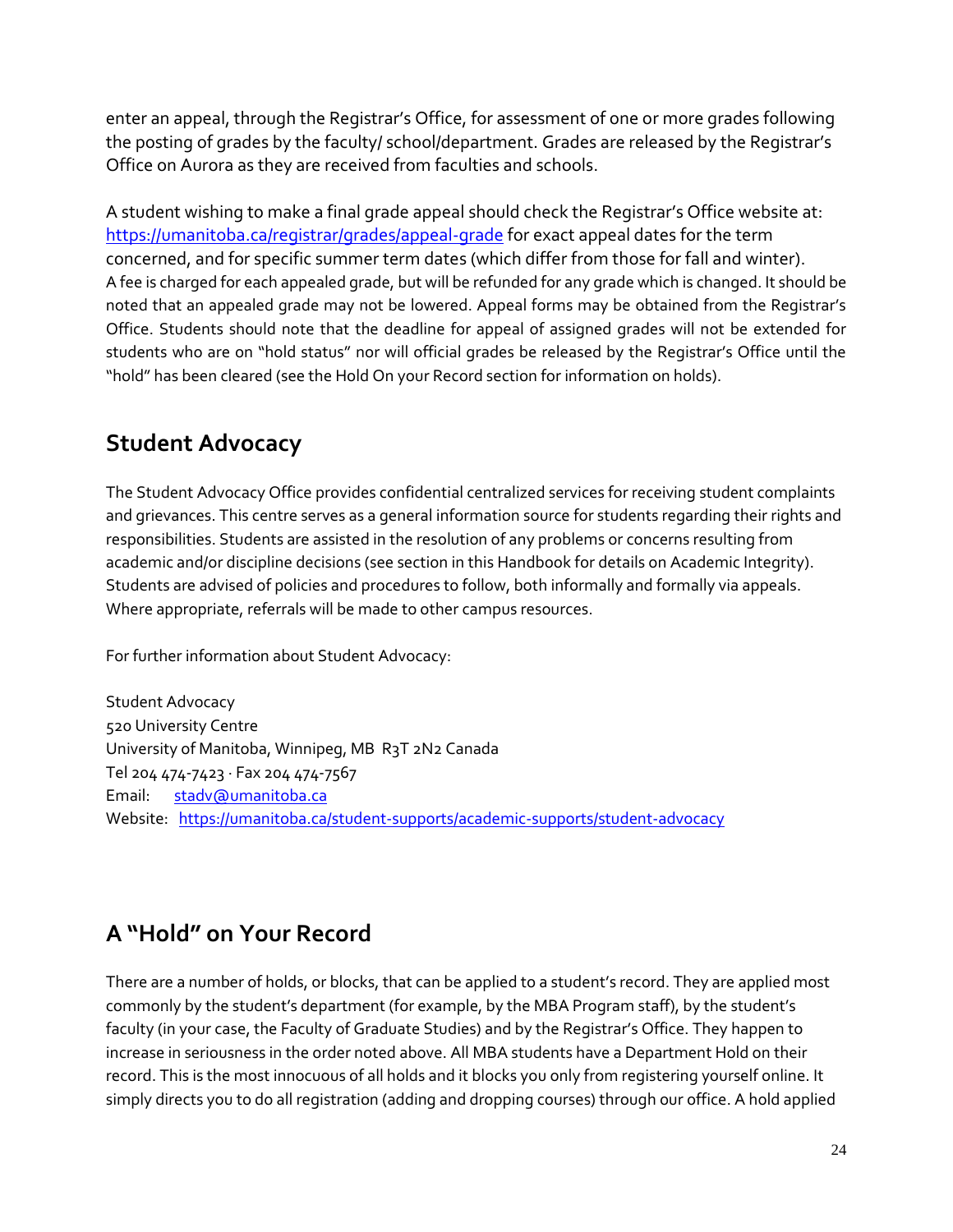enter an appeal, through the Registrar's Office, for assessment of one or more grades following the posting of grades by the faculty/ school/department. Grades are released by the Registrar's Office on Aurora as they are received from faculties and schools.

A student wishing to make a final grade appeal should check the Registrar's Office website at: https://umanitoba.ca/registrar/grades/appeal-grade for exact appeal dates for the term concerned, and for specific summer term dates (which differ from those for fall and winter). A fee is charged for each appealed grade, but will be refunded for any grade which is changed. It should be noted that an appealed grade may not be lowered. Appeal forms may be obtained from the Registrar's Office. Students should note that the deadline for appeal of assigned grades will not be extended for students who are on "hold status" nor will official grades be released by the Registrar's Office until the "hold" has been cleared (see the Hold On your Record section for information on holds).

## Student Advocacy

The Student Advocacy Office provides confidential centralized services for receiving student complaints and grievances. This centre serves as a general information source for students regarding their rights and responsibilities. Students are assisted in the resolution of any problems or concerns resulting from academic and/or discipline decisions (see section in this Handbook for details on Academic Integrity). Students are advised of policies and procedures to follow, both informally and formally via appeals. Where appropriate, referrals will be made to other campus resources.

For further information about Student Advocacy:

Student Advocacy  
520 University Centre  
University of Manitoba, Winnipeg, MB R3T 2N2 Canada  
Tel 204 474-7423 · Fax 204 474-7567  
Email: stadv@umanitoba.ca  
Website: https://umanitoba.ca/student-supports/academic-supports/student-advocacy

## A "Hold" on Your Record

There are a number of holds, or blocks, that can be applied to a student's record. They are applied most commonly by the student's department (for example, by the MBA Program staff), by the student's faculty (in your case, the Faculty of Graduate Studies) and by the Registrar's Office. They happen to increase in seriousness in the order noted above. All MBA students have a Department Hold on their record. This is the most innocuous of all holds and it blocks you only from registering yourself online. It simply directs you to do all registration (adding and dropping courses) through our office. A hold applied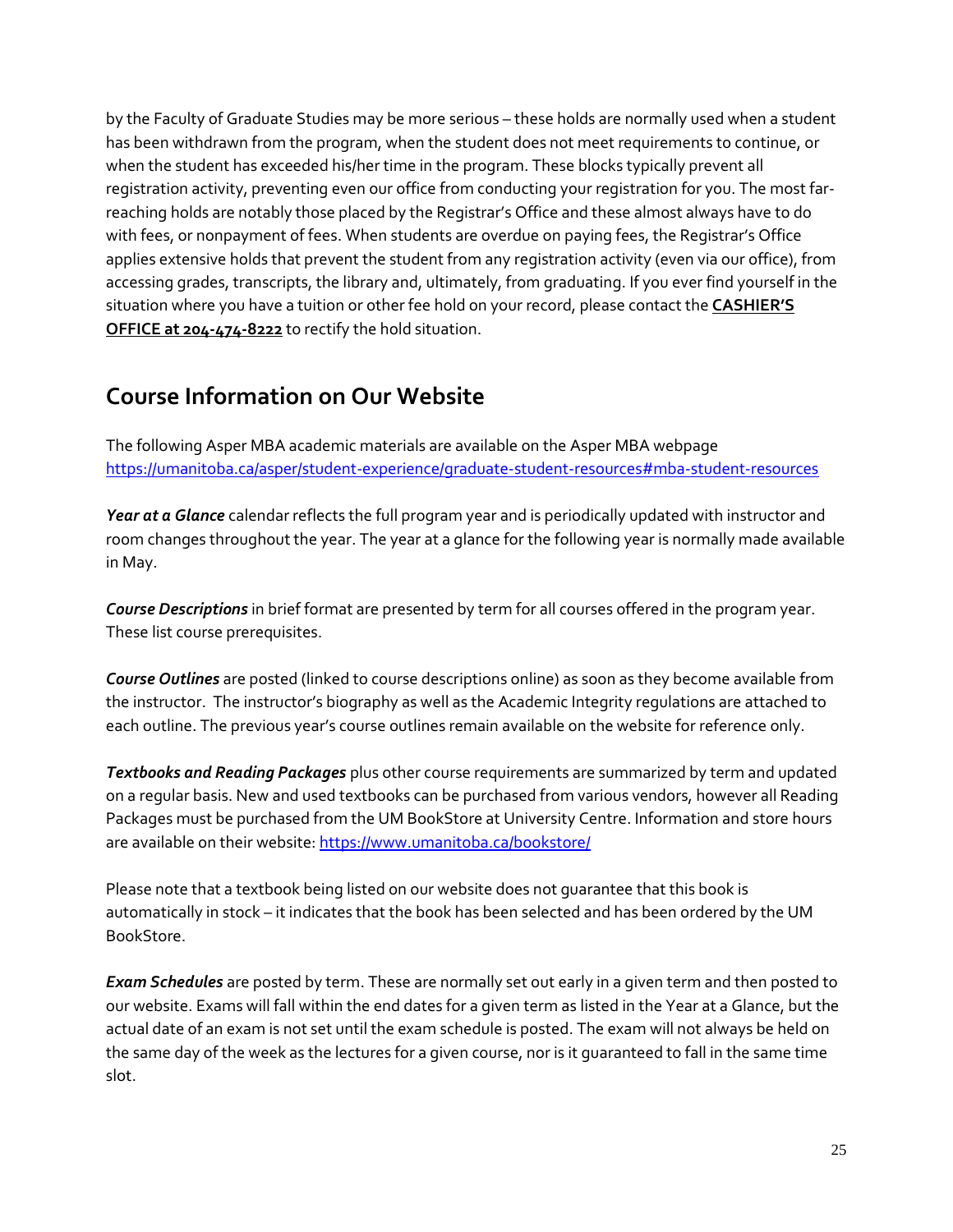by the Faculty of Graduate Studies may be more serious – these holds are normally used when a student has been withdrawn from the program, when the student does not meet requirements to continue, or when the student has exceeded his/her time in the program. These blocks typically prevent all registration activity, preventing even our office from conducting your registration for you. The most far-reaching holds are notably those placed by the Registrar's Office and these almost always have to do with fees, or nonpayment of fees. When students are overdue on paying fees, the Registrar's Office applies extensive holds that prevent the student from any registration activity (even via our office), from accessing grades, transcripts, the library and, ultimately, from graduating. If you ever find yourself in the situation where you have a tuition or other fee hold on your record, please contact the **CASHIER'S OFFICE at 204-474-8222** to rectify the hold situation.

## Course Information on Our Website

The following Asper MBA academic materials are available on the Asper MBA webpage https://umanitoba.ca/asper/student-experience/graduate-student-resources#mba-student-resources

***Year at a Glance*** calendar reflects the full program year and is periodically updated with instructor and room changes throughout the year. The year at a glance for the following year is normally made available in May.

***Course Descriptions*** in brief format are presented by term for all courses offered in the program year. These list course prerequisites.

***Course Outlines*** are posted (linked to course descriptions online) as soon as they become available from the instructor. The instructor's biography as well as the Academic Integrity regulations are attached to each outline. The previous year's course outlines remain available on the website for reference only.

***Textbooks and Reading Packages*** plus other course requirements are summarized by term and updated on a regular basis. New and used textbooks can be purchased from various vendors, however all Reading Packages must be purchased from the UM BookStore at University Centre. Information and store hours are available on their website: https://www.umanitoba.ca/bookstore/

Please note that a textbook being listed on our website does not guarantee that this book is automatically in stock – it indicates that the book has been selected and has been ordered by the UM BookStore.

***Exam Schedules*** are posted by term. These are normally set out early in a given term and then posted to our website. Exams will fall within the end dates for a given term as listed in the Year at a Glance, but the actual date of an exam is not set until the exam schedule is posted. The exam will not always be held on the same day of the week as the lectures for a given course, nor is it guaranteed to fall in the same time slot.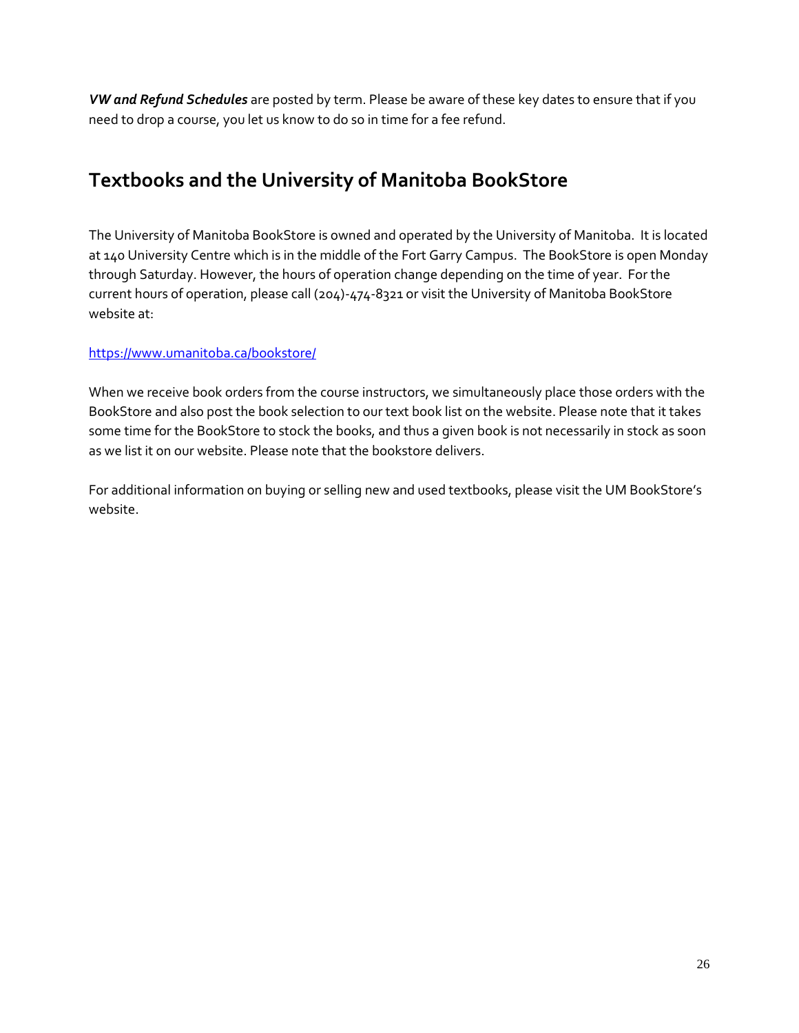***VW and Refund Schedules*** are posted by term. Please be aware of these key dates to ensure that if you need to drop a course, you let us know to do so in time for a fee refund.

## Textbooks and the University of Manitoba BookStore

The University of Manitoba BookStore is owned and operated by the University of Manitoba. It is located at 140 University Centre which is in the middle of the Fort Garry Campus. The BookStore is open Monday through Saturday. However, the hours of operation change depending on the time of year. For the current hours of operation, please call (204)-474-8321 or visit the University of Manitoba BookStore website at:

https://www.umanitoba.ca/bookstore/

When we receive book orders from the course instructors, we simultaneously place those orders with the BookStore and also post the book selection to our text book list on the website. Please note that it takes some time for the BookStore to stock the books, and thus a given book is not necessarily in stock as soon as we list it on our website. Please note that the bookstore delivers.

For additional information on buying or selling new and used textbooks, please visit the UM BookStore's website.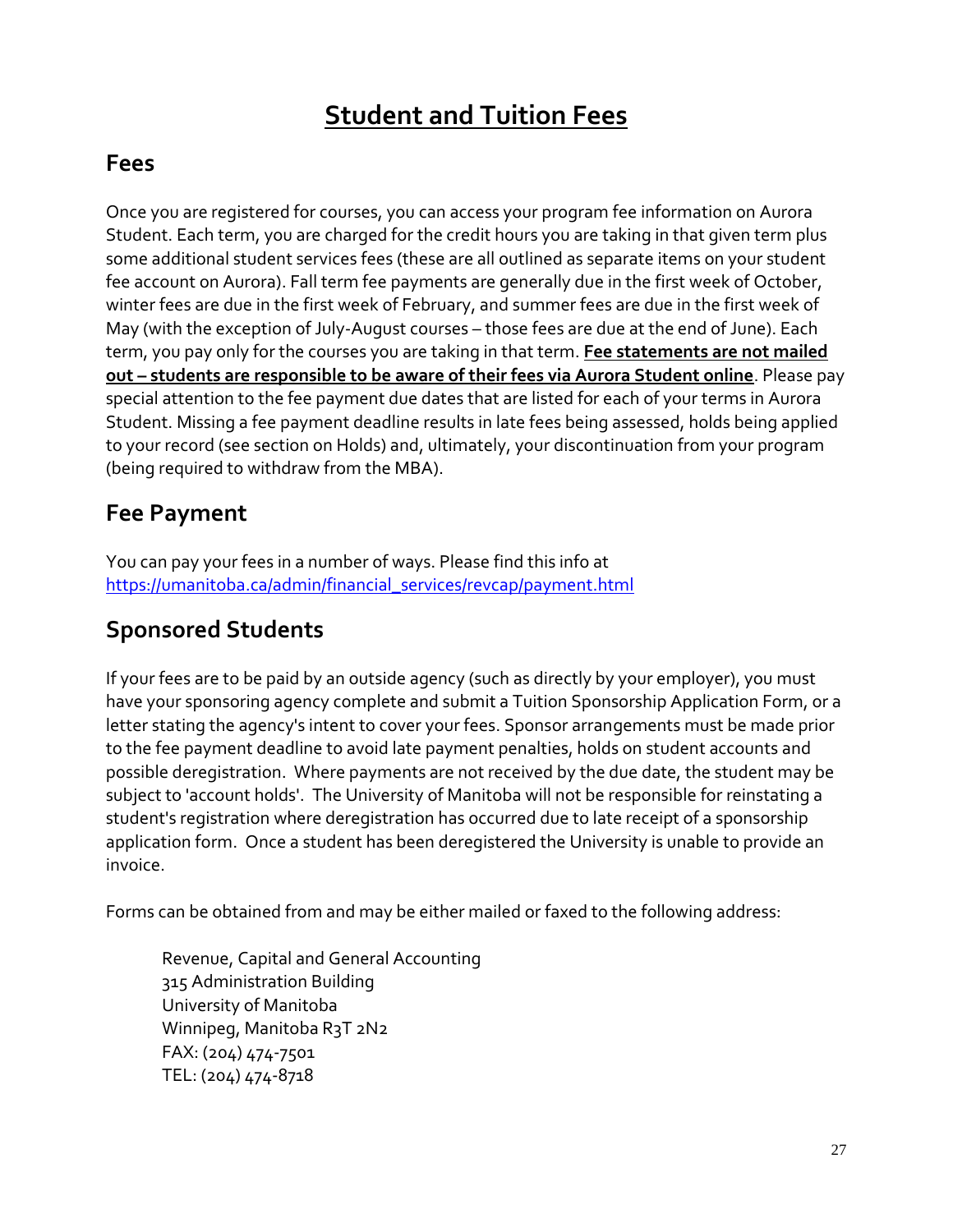# Student and Tuition Fees

## Fees

Once you are registered for courses, you can access your program fee information on Aurora Student. Each term, you are charged for the credit hours you are taking in that given term plus some additional student services fees (these are all outlined as separate items on your student fee account on Aurora). Fall term fee payments are generally due in the first week of October, winter fees are due in the first week of February, and summer fees are due in the first week of May (with the exception of July-August courses – those fees are due at the end of June). Each term, you pay only for the courses you are taking in that term. **Fee statements are not mailed out – students are responsible to be aware of their fees via Aurora Student online**. Please pay special attention to the fee payment due dates that are listed for each of your terms in Aurora Student. Missing a fee payment deadline results in late fees being assessed, holds being applied to your record (see section on Holds) and, ultimately, your discontinuation from your program (being required to withdraw from the MBA).

## Fee Payment

You can pay your fees in a number of ways. Please find this info at https://umanitoba.ca/admin/financial_services/revcap/payment.html

## Sponsored Students

If your fees are to be paid by an outside agency (such as directly by your employer), you must have your sponsoring agency complete and submit a Tuition Sponsorship Application Form, or a letter stating the agency's intent to cover your fees. Sponsor arrangements must be made prior to the fee payment deadline to avoid late payment penalties, holds on student accounts and possible deregistration. Where payments are not received by the due date, the student may be subject to 'account holds'. The University of Manitoba will not be responsible for reinstating a student's registration where deregistration has occurred due to late receipt of a sponsorship application form. Once a student has been deregistered the University is unable to provide an invoice.

Forms can be obtained from and may be either mailed or faxed to the following address:

Revenue, Capital and General Accounting
315 Administration Building
University of Manitoba
Winnipeg, Manitoba R3T 2N2
FAX: (204) 474-7501
TEL: (204) 474-8718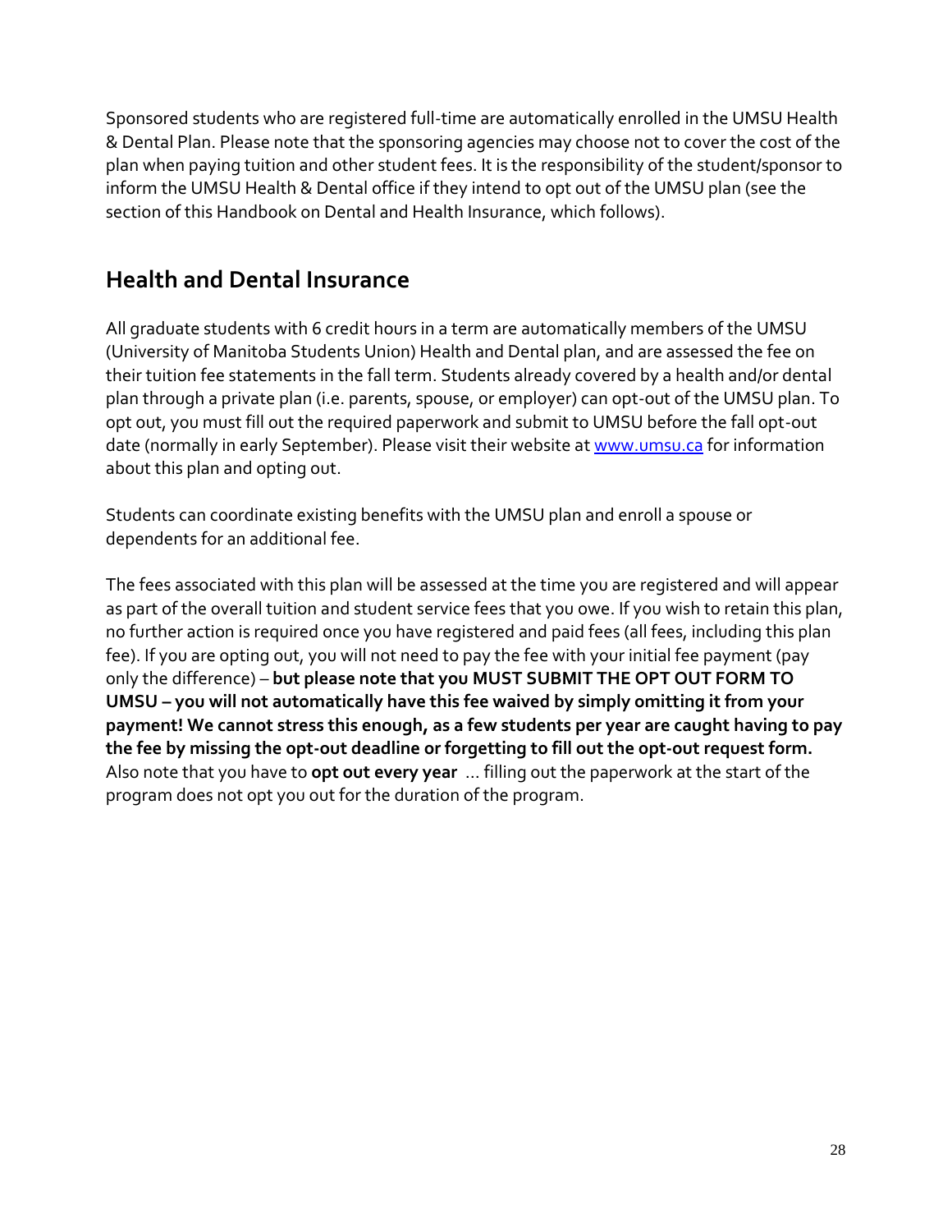Sponsored students who are registered full-time are automatically enrolled in the UMSU Health & Dental Plan. Please note that the sponsoring agencies may choose not to cover the cost of the plan when paying tuition and other student fees. It is the responsibility of the student/sponsor to inform the UMSU Health & Dental office if they intend to opt out of the UMSU plan (see the section of this Handbook on Dental and Health Insurance, which follows).

## Health and Dental Insurance

All graduate students with 6 credit hours in a term are automatically members of the UMSU (University of Manitoba Students Union) Health and Dental plan, and are assessed the fee on their tuition fee statements in the fall term. Students already covered by a health and/or dental plan through a private plan (i.e. parents, spouse, or employer) can opt-out of the UMSU plan. To opt out, you must fill out the required paperwork and submit to UMSU before the fall opt-out date (normally in early September). Please visit their website at [www.umsu.ca](http://www.umsu.ca) for information about this plan and opting out.

Students can coordinate existing benefits with the UMSU plan and enroll a spouse or dependents for an additional fee.

The fees associated with this plan will be assessed at the time you are registered and will appear as part of the overall tuition and student service fees that you owe. If you wish to retain this plan, no further action is required once you have registered and paid fees (all fees, including this plan fee). If you are opting out, you will not need to pay the fee with your initial fee payment (pay only the difference) – **but please note that you MUST SUBMIT THE OPT OUT FORM TO UMSU – you will not automatically have this fee waived by simply omitting it from your payment! We cannot stress this enough, as a few students per year are caught having to pay the fee by missing the opt-out deadline or forgetting to fill out the opt-out request form.** Also note that you have to **opt out every year** ... filling out the paperwork at the start of the program does not opt you out for the duration of the program.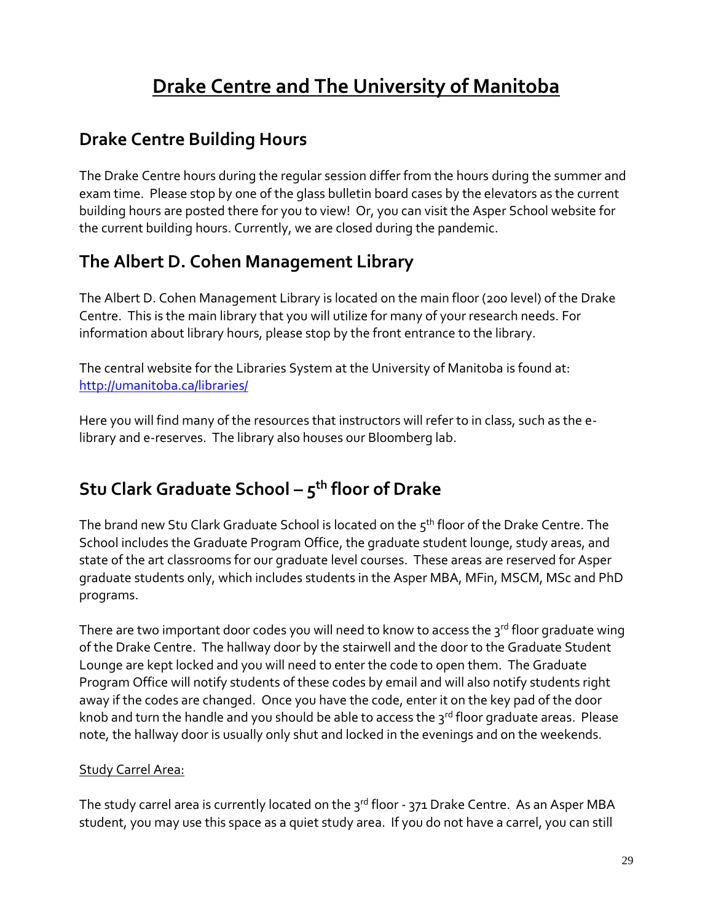# Drake Centre and The University of Manitoba

## Drake Centre Building Hours

The Drake Centre hours during the regular session differ from the hours during the summer and exam time. Please stop by one of the glass bulletin board cases by the elevators as the current building hours are posted there for you to view! Or, you can visit the Asper School website for the current building hours. Currently, we are closed during the pandemic.

## The Albert D. Cohen Management Library

The Albert D. Cohen Management Library is located on the main floor (200 level) of the Drake Centre. This is the main library that you will utilize for many of your research needs. For information about library hours, please stop by the front entrance to the library.

The central website for the Libraries System at the University of Manitoba is found at: http://umanitoba.ca/libraries/

Here you will find many of the resources that instructors will refer to in class, such as the e-library and e-reserves. The library also houses our Bloomberg lab.

## Stu Clark Graduate School – 5th floor of Drake

The brand new Stu Clark Graduate School is located on the 5th floor of the Drake Centre. The School includes the Graduate Program Office, the graduate student lounge, study areas, and state of the art classrooms for our graduate level courses. These areas are reserved for Asper graduate students only, which includes students in the Asper MBA, MFin, MSCM, MSc and PhD programs.

There are two important door codes you will need to know to access the 3rd floor graduate wing of the Drake Centre. The hallway door by the stairwell and the door to the Graduate Student Lounge are kept locked and you will need to enter the code to open them. The Graduate Program Office will notify students of these codes by email and will also notify students right away if the codes are changed. Once you have the code, enter it on the key pad of the door knob and turn the handle and you should be able to access the 3rd floor graduate areas. Please note, the hallway door is usually only shut and locked in the evenings and on the weekends.

Study Carrel Area:

The study carrel area is currently located on the 3rd floor - 371 Drake Centre. As an Asper MBA student, you may use this space as a quiet study area. If you do not have a carrel, you can still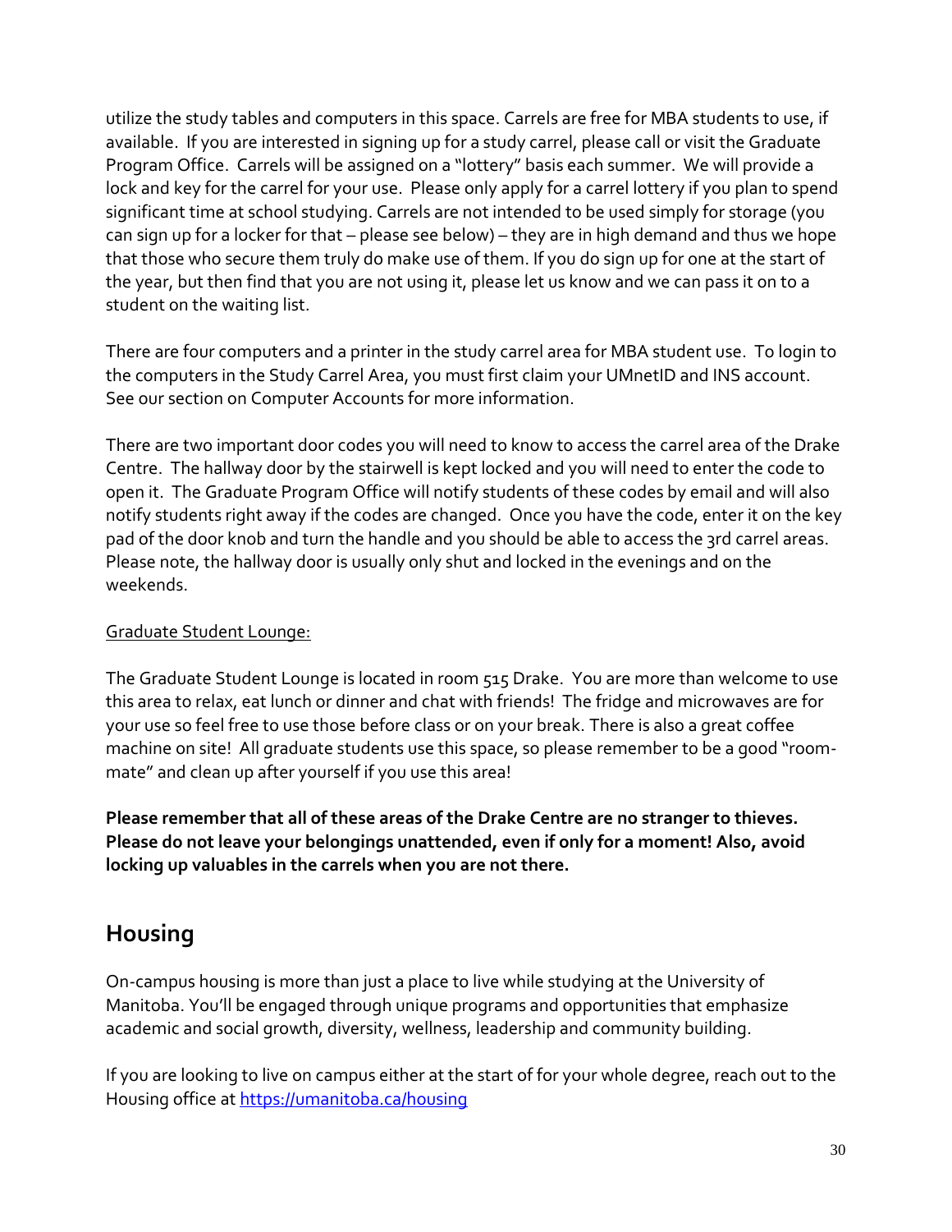utilize the study tables and computers in this space. Carrels are free for MBA students to use, if available. If you are interested in signing up for a study carrel, please call or visit the Graduate Program Office. Carrels will be assigned on a "lottery" basis each summer. We will provide a lock and key for the carrel for your use. Please only apply for a carrel lottery if you plan to spend significant time at school studying. Carrels are not intended to be used simply for storage (you can sign up for a locker for that – please see below) – they are in high demand and thus we hope that those who secure them truly do make use of them. If you do sign up for one at the start of the year, but then find that you are not using it, please let us know and we can pass it on to a student on the waiting list.

There are four computers and a printer in the study carrel area for MBA student use. To login to the computers in the Study Carrel Area, you must first claim your UMnetID and INS account. See our section on Computer Accounts for more information.

There are two important door codes you will need to know to access the carrel area of the Drake Centre. The hallway door by the stairwell is kept locked and you will need to enter the code to open it. The Graduate Program Office will notify students of these codes by email and will also notify students right away if the codes are changed. Once you have the code, enter it on the key pad of the door knob and turn the handle and you should be able to access the 3rd carrel areas. Please note, the hallway door is usually only shut and locked in the evenings and on the weekends.

<u>Graduate Student Lounge:</u>

The Graduate Student Lounge is located in room 515 Drake. You are more than welcome to use this area to relax, eat lunch or dinner and chat with friends! The fridge and microwaves are for your use so feel free to use those before class or on your break. There is also a great coffee machine on site! All graduate students use this space, so please remember to be a good "room-mate" and clean up after yourself if you use this area!

**Please remember that all of these areas of the Drake Centre are no stranger to thieves. Please do not leave your belongings unattended, even if only for a moment! Also, avoid locking up valuables in the carrels when you are not there.**

## Housing

On-campus housing is more than just a place to live while studying at the University of Manitoba. You'll be engaged through unique programs and opportunities that emphasize academic and social growth, diversity, wellness, leadership and community building.

If you are looking to live on campus either at the start of for your whole degree, reach out to the Housing office at [https://umanitoba.ca/housing](https://umanitoba.ca/housing)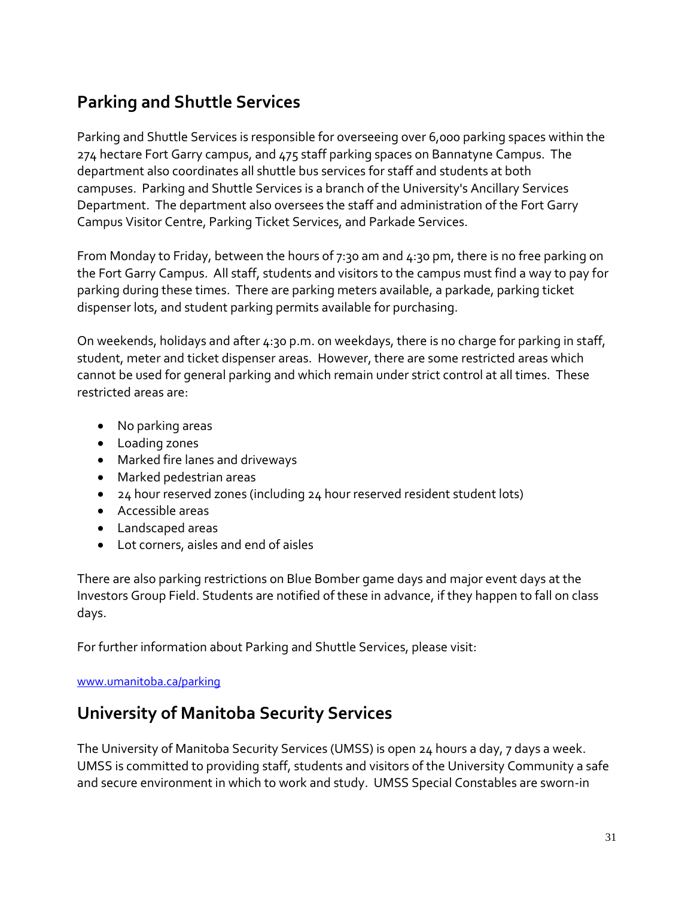## Parking and Shuttle Services

Parking and Shuttle Services is responsible for overseeing over 6,000 parking spaces within the 274 hectare Fort Garry campus, and 475 staff parking spaces on Bannatyne Campus. The department also coordinates all shuttle bus services for staff and students at both campuses. Parking and Shuttle Services is a branch of the University's Ancillary Services Department. The department also oversees the staff and administration of the Fort Garry Campus Visitor Centre, Parking Ticket Services, and Parkade Services.

From Monday to Friday, between the hours of 7:30 am and 4:30 pm, there is no free parking on the Fort Garry Campus. All staff, students and visitors to the campus must find a way to pay for parking during these times. There are parking meters available, a parkade, parking ticket dispenser lots, and student parking permits available for purchasing.

On weekends, holidays and after 4:30 p.m. on weekdays, there is no charge for parking in staff, student, meter and ticket dispenser areas. However, there are some restricted areas which cannot be used for general parking and which remain under strict control at all times. These restricted areas are:

- No parking areas
- Loading zones
- Marked fire lanes and driveways
- Marked pedestrian areas
- 24 hour reserved zones (including 24 hour reserved resident student lots)
- Accessible areas
- Landscaped areas
- Lot corners, aisles and end of aisles

There are also parking restrictions on Blue Bomber game days and major event days at the Investors Group Field. Students are notified of these in advance, if they happen to fall on class days.

For further information about Parking and Shuttle Services, please visit:

[www.umanitoba.ca/parking](www.umanitoba.ca/parking)

## University of Manitoba Security Services

The University of Manitoba Security Services (UMSS) is open 24 hours a day, 7 days a week. UMSS is committed to providing staff, students and visitors of the University Community a safe and secure environment in which to work and study. UMSS Special Constables are sworn-in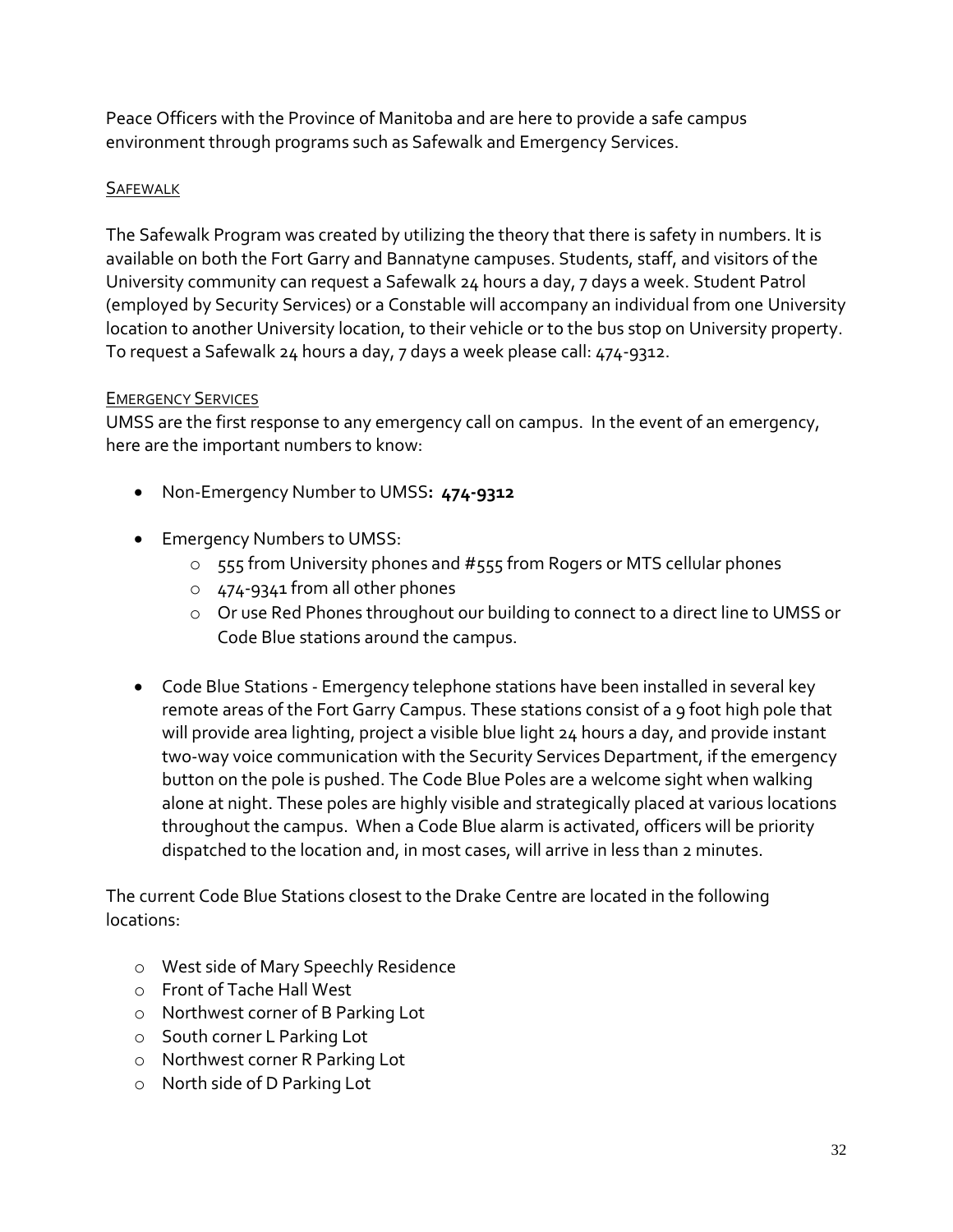Peace Officers with the Province of Manitoba and are here to provide a safe campus environment through programs such as Safewalk and Emergency Services.

### Safewalk

The Safewalk Program was created by utilizing the theory that there is safety in numbers. It is available on both the Fort Garry and Bannatyne campuses. Students, staff, and visitors of the University community can request a Safewalk 24 hours a day, 7 days a week. Student Patrol (employed by Security Services) or a Constable will accompany an individual from one University location to another University location, to their vehicle or to the bus stop on University property. To request a Safewalk 24 hours a day, 7 days a week please call: 474-9312.

### Emergency Services

UMSS are the first response to any emergency call on campus. In the event of an emergency, here are the important numbers to know:

- Non-Emergency Number to UMSS**: 474-9312**
- Emergency Numbers to UMSS:
  - 555 from University phones and #555 from Rogers or MTS cellular phones
  - 474-9341 from all other phones
  - Or use Red Phones throughout our building to connect to a direct line to UMSS or Code Blue stations around the campus.
- Code Blue Stations - Emergency telephone stations have been installed in several key remote areas of the Fort Garry Campus. These stations consist of a 9 foot high pole that will provide area lighting, project a visible blue light 24 hours a day, and provide instant two-way voice communication with the Security Services Department, if the emergency button on the pole is pushed. The Code Blue Poles are a welcome sight when walking alone at night. These poles are highly visible and strategically placed at various locations throughout the campus. When a Code Blue alarm is activated, officers will be priority dispatched to the location and, in most cases, will arrive in less than 2 minutes.

The current Code Blue Stations closest to the Drake Centre are located in the following locations:

- West side of Mary Speechly Residence
- Front of Tache Hall West
- Northwest corner of B Parking Lot
- South corner L Parking Lot
- Northwest corner R Parking Lot
- North side of D Parking Lot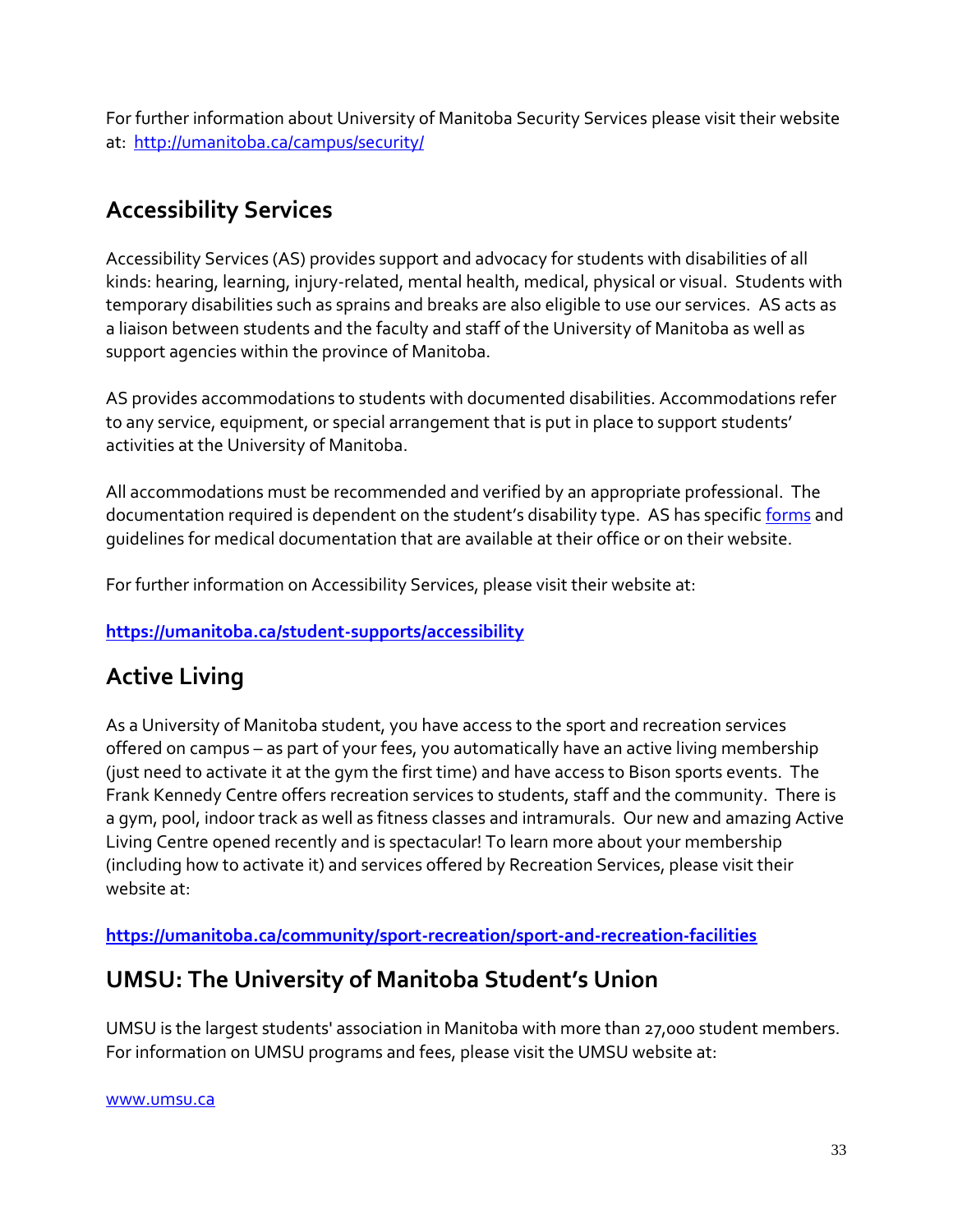For further information about University of Manitoba Security Services please visit their website at: [http://umanitoba.ca/campus/security/](http://umanitoba.ca/campus/security/)

## Accessibility Services

Accessibility Services (AS) provides support and advocacy for students with disabilities of all kinds: hearing, learning, injury-related, mental health, medical, physical or visual. Students with temporary disabilities such as sprains and breaks are also eligible to use our services. AS acts as a liaison between students and the faculty and staff of the University of Manitoba as well as support agencies within the province of Manitoba.

AS provides accommodations to students with documented disabilities. Accommodations refer to any service, equipment, or special arrangement that is put in place to support students' activities at the University of Manitoba.

All accommodations must be recommended and verified by an appropriate professional. The documentation required is dependent on the student's disability type. AS has specific forms and guidelines for medical documentation that are available at their office or on their website.

For further information on Accessibility Services, please visit their website at:

**[https://umanitoba.ca/student-supports/accessibility](https://umanitoba.ca/student-supports/accessibility)**

## Active Living

As a University of Manitoba student, you have access to the sport and recreation services offered on campus – as part of your fees, you automatically have an active living membership (just need to activate it at the gym the first time) and have access to Bison sports events. The Frank Kennedy Centre offers recreation services to students, staff and the community. There is a gym, pool, indoor track as well as fitness classes and intramurals. Our new and amazing Active Living Centre opened recently and is spectacular! To learn more about your membership (including how to activate it) and services offered by Recreation Services, please visit their website at:

**[https://umanitoba.ca/community/sport-recreation/sport-and-recreation-facilities](https://umanitoba.ca/community/sport-recreation/sport-and-recreation-facilities)**

## UMSU: The University of Manitoba Student's Union

UMSU is the largest students' association in Manitoba with more than 27,000 student members. For information on UMSU programs and fees, please visit the UMSU website at:

[www.umsu.ca](http://www.umsu.ca)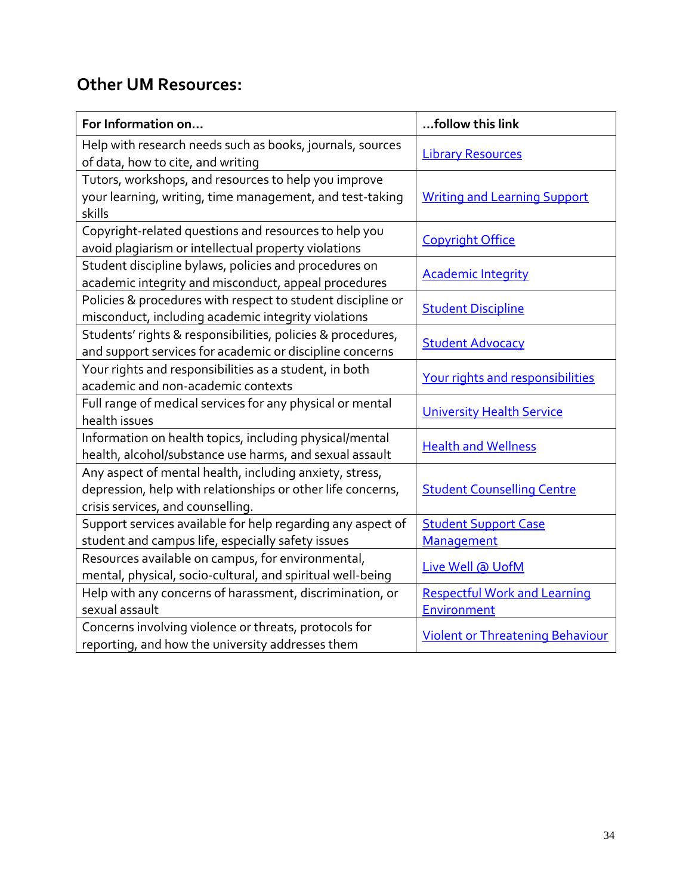## Other UM Resources:

| For Information on… | …follow this link |
|---|---|
| Help with research needs such as books, journals, sources of data, how to cite, and writing | Library Resources |
| Tutors, workshops, and resources to help you improve your learning, writing, time management, and test-taking skills | Writing and Learning Support |
| Copyright-related questions and resources to help you avoid plagiarism or intellectual property violations | Copyright Office |
| Student discipline bylaws, policies and procedures on academic integrity and misconduct, appeal procedures | Academic Integrity |
| Policies & procedures with respect to student discipline or misconduct, including academic integrity violations | Student Discipline |
| Students' rights & responsibilities, policies & procedures, and support services for academic or discipline concerns | Student Advocacy |
| Your rights and responsibilities as a student, in both academic and non-academic contexts | Your rights and responsibilities |
| Full range of medical services for any physical or mental health issues | University Health Service |
| Information on health topics, including physical/mental health, alcohol/substance use harms, and sexual assault | Health and Wellness |
| Any aspect of mental health, including anxiety, stress, depression, help with relationships or other life concerns, crisis services, and counselling. | Student Counselling Centre |
| Support services available for help regarding any aspect of student and campus life, especially safety issues | Student Support Case Management |
| Resources available on campus, for environmental, mental, physical, socio-cultural, and spiritual well-being | Live Well @ UofM |
| Help with any concerns of harassment, discrimination, or sexual assault | Respectful Work and Learning Environment |
| Concerns involving violence or threats, protocols for reporting, and how the university addresses them | Violent or Threatening Behaviour |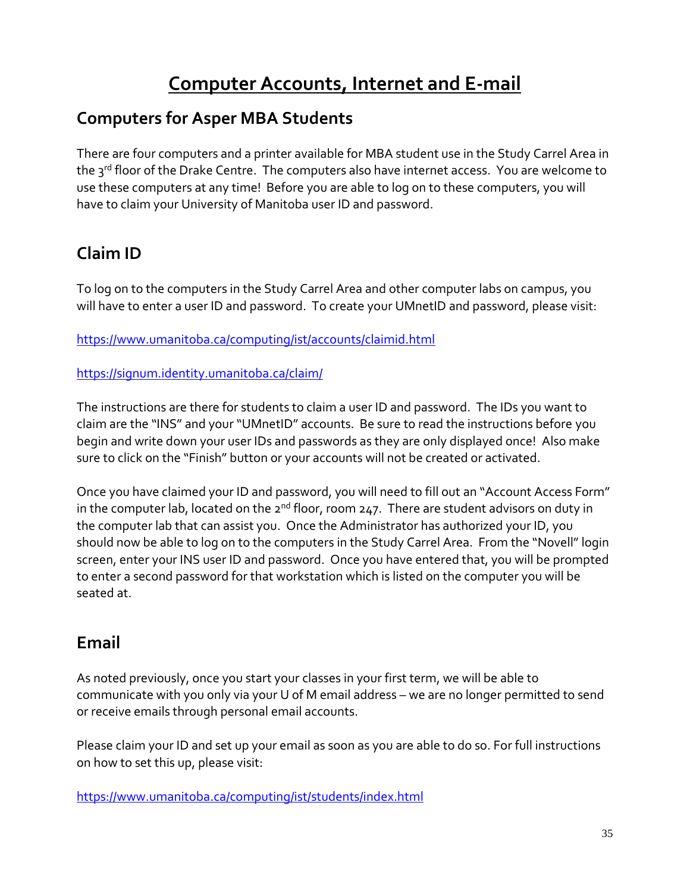# Computer Accounts, Internet and E-mail

## Computers for Asper MBA Students

There are four computers and a printer available for MBA student use in the Study Carrel Area in the 3rd floor of the Drake Centre. The computers also have internet access. You are welcome to use these computers at any time! Before you are able to log on to these computers, you will have to claim your University of Manitoba user ID and password.

## Claim ID

To log on to the computers in the Study Carrel Area and other computer labs on campus, you will have to enter a user ID and password. To create your UMnetID and password, please visit:

https://www.umanitoba.ca/computing/ist/accounts/claimid.html

https://signum.identity.umanitoba.ca/claim/

The instructions are there for students to claim a user ID and password. The IDs you want to claim are the "INS" and your "UMnetID" accounts. Be sure to read the instructions before you begin and write down your user IDs and passwords as they are only displayed once! Also make sure to click on the "Finish" button or your accounts will not be created or activated.

Once you have claimed your ID and password, you will need to fill out an "Account Access Form" in the computer lab, located on the 2nd floor, room 247. There are student advisors on duty in the computer lab that can assist you. Once the Administrator has authorized your ID, you should now be able to log on to the computers in the Study Carrel Area. From the "Novell" login screen, enter your INS user ID and password. Once you have entered that, you will be prompted to enter a second password for that workstation which is listed on the computer you will be seated at.

## Email

As noted previously, once you start your classes in your first term, we will be able to communicate with you only via your U of M email address – we are no longer permitted to send or receive emails through personal email accounts.

Please claim your ID and set up your email as soon as you are able to do so. For full instructions on how to set this up, please visit:

https://www.umanitoba.ca/computing/ist/students/index.html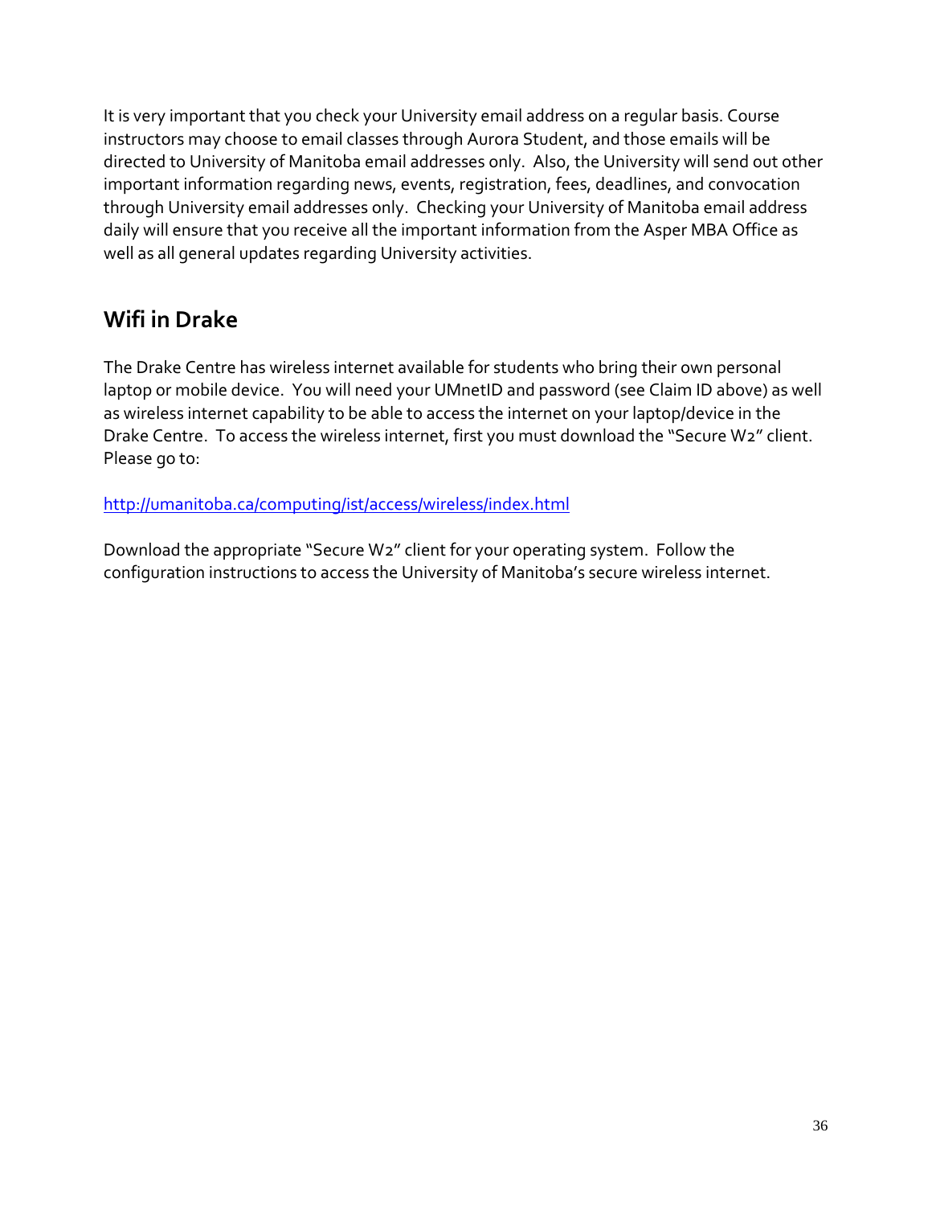It is very important that you check your University email address on a regular basis. Course instructors may choose to email classes through Aurora Student, and those emails will be directed to University of Manitoba email addresses only. Also, the University will send out other important information regarding news, events, registration, fees, deadlines, and convocation through University email addresses only. Checking your University of Manitoba email address daily will ensure that you receive all the important information from the Asper MBA Office as well as all general updates regarding University activities.

## Wifi in Drake

The Drake Centre has wireless internet available for students who bring their own personal laptop or mobile device. You will need your UMnetID and password (see Claim ID above) as well as wireless internet capability to be able to access the internet on your laptop/device in the Drake Centre. To access the wireless internet, first you must download the "Secure W2" client. Please go to:

http://umanitoba.ca/computing/ist/access/wireless/index.html

Download the appropriate "Secure W2" client for your operating system. Follow the configuration instructions to access the University of Manitoba's secure wireless internet.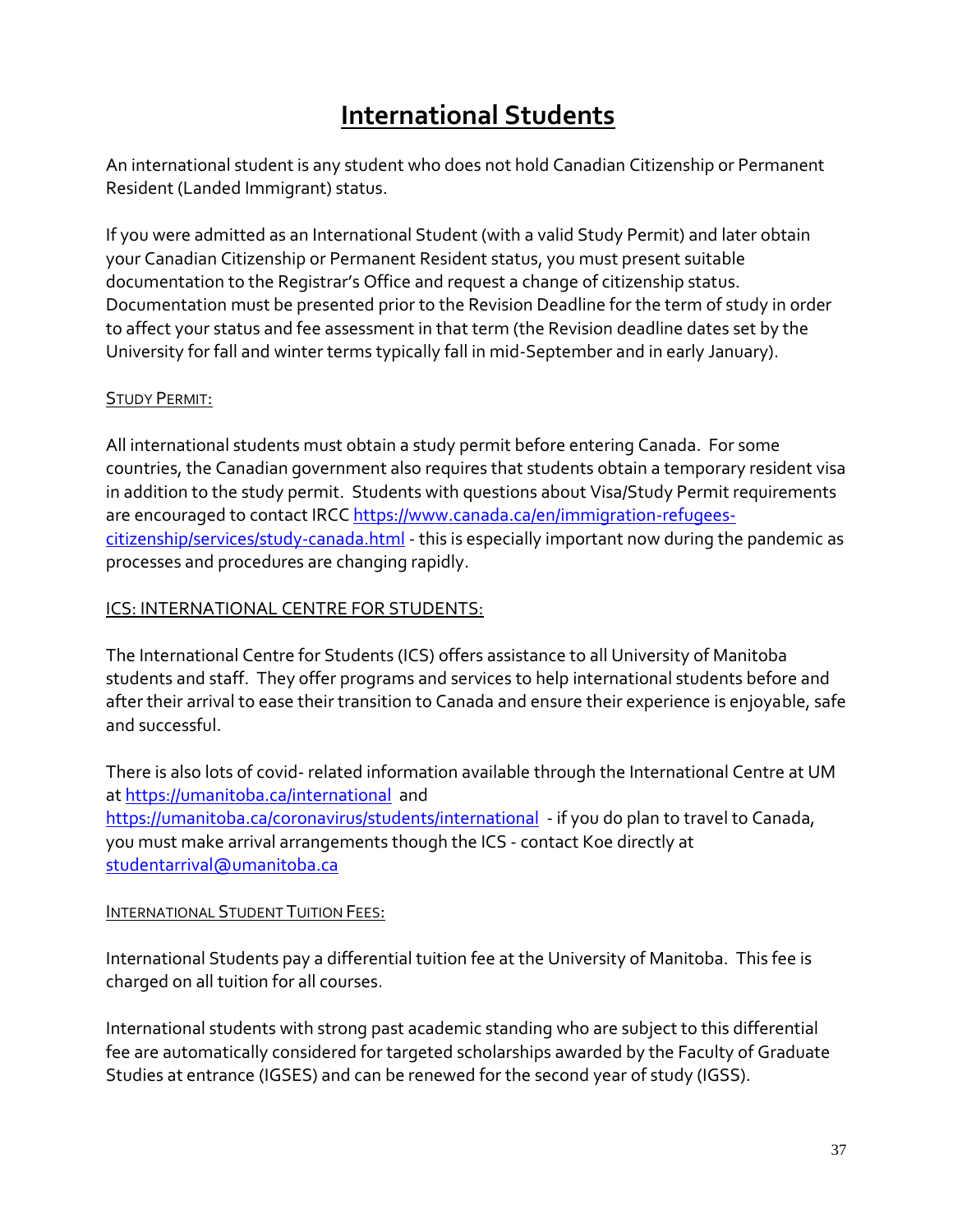# International Students

An international student is any student who does not hold Canadian Citizenship or Permanent Resident (Landed Immigrant) status.

If you were admitted as an International Student (with a valid Study Permit) and later obtain your Canadian Citizenship or Permanent Resident status, you must present suitable documentation to the Registrar's Office and request a change of citizenship status. Documentation must be presented prior to the Revision Deadline for the term of study in order to affect your status and fee assessment in that term (the Revision deadline dates set by the University for fall and winter terms typically fall in mid-September and in early January).

STUDY PERMIT:

All international students must obtain a study permit before entering Canada. For some countries, the Canadian government also requires that students obtain a temporary resident visa in addition to the study permit. Students with questions about Visa/Study Permit requirements are encouraged to contact IRCC https://www.canada.ca/en/immigration-refugees-citizenship/services/study-canada.html - this is especially important now during the pandemic as processes and procedures are changing rapidly.

ICS: INTERNATIONAL CENTRE FOR STUDENTS:

The International Centre for Students (ICS) offers assistance to all University of Manitoba students and staff. They offer programs and services to help international students before and after their arrival to ease their transition to Canada and ensure their experience is enjoyable, safe and successful.

There is also lots of covid- related information available through the International Centre at UM at https://umanitoba.ca/international and https://umanitoba.ca/coronavirus/students/international - if you do plan to travel to Canada, you must make arrival arrangements though the ICS - contact Koe directly at studentarrival@umanitoba.ca

INTERNATIONAL STUDENT TUITION FEES:

International Students pay a differential tuition fee at the University of Manitoba. This fee is charged on all tuition for all courses.

International students with strong past academic standing who are subject to this differential fee are automatically considered for targeted scholarships awarded by the Faculty of Graduate Studies at entrance (IGSES) and can be renewed for the second year of study (IGSS).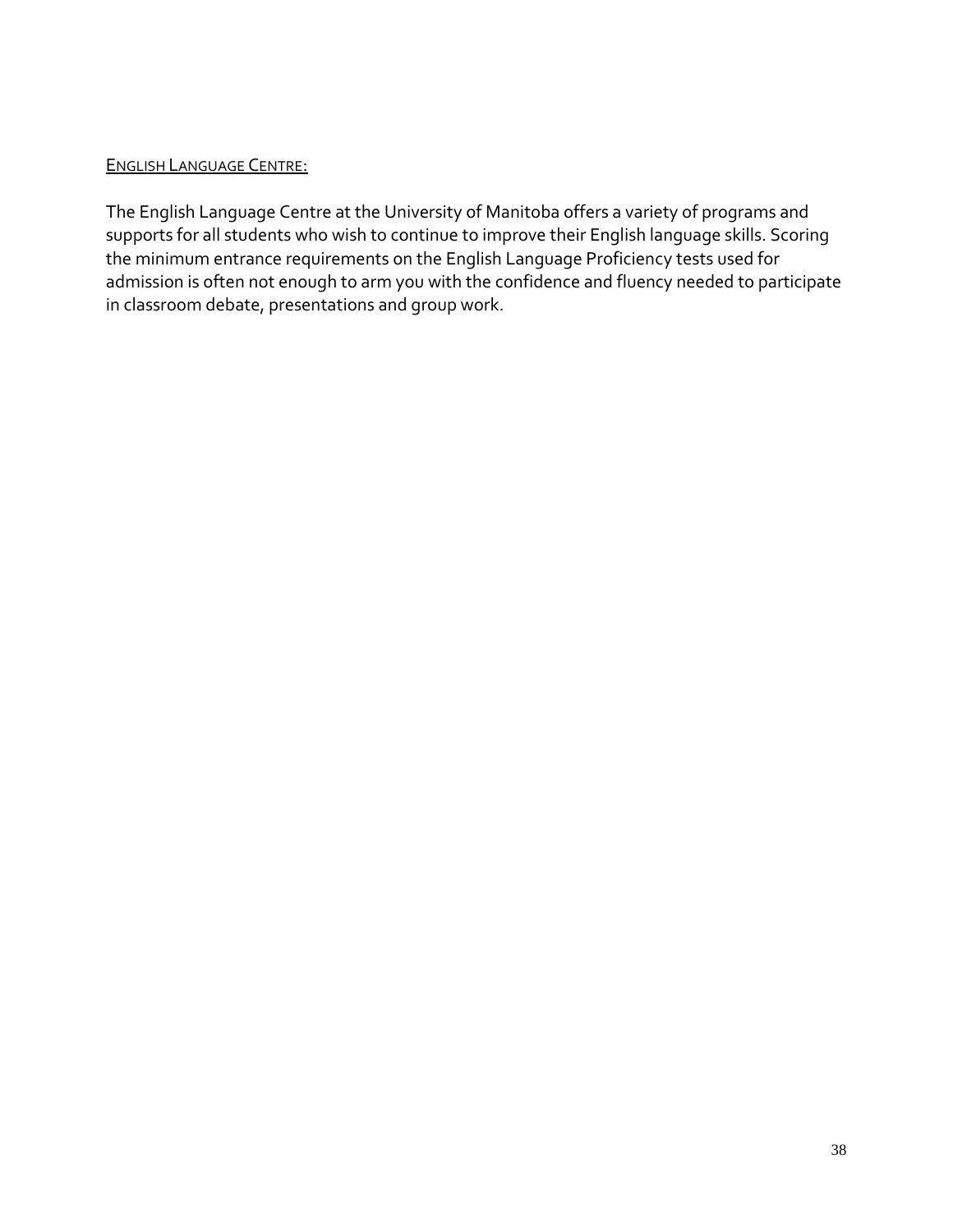## ENGLISH LANGUAGE CENTRE:

The English Language Centre at the University of Manitoba offers a variety of programs and supports for all students who wish to continue to improve their English language skills. Scoring the minimum entrance requirements on the English Language Proficiency tests used for admission is often not enough to arm you with the confidence and fluency needed to participate in classroom debate, presentations and group work.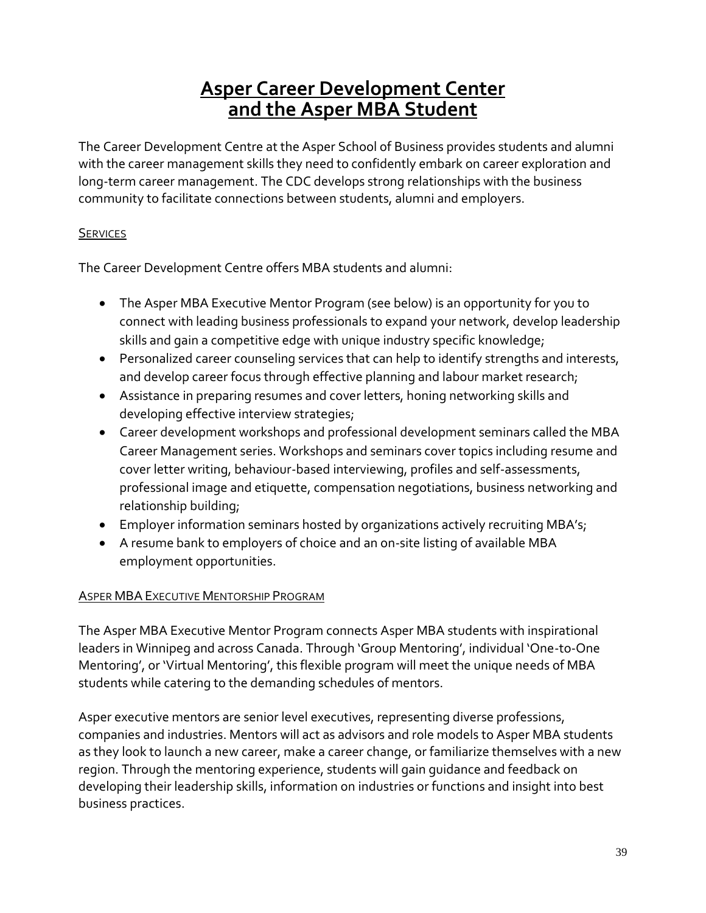# Asper Career Development Center and the Asper MBA Student

The Career Development Centre at the Asper School of Business provides students and alumni with the career management skills they need to confidently embark on career exploration and long-term career management. The CDC develops strong relationships with the business community to facilitate connections between students, alumni and employers.

## Services

The Career Development Centre offers MBA students and alumni:

- The Asper MBA Executive Mentor Program (see below) is an opportunity for you to connect with leading business professionals to expand your network, develop leadership skills and gain a competitive edge with unique industry specific knowledge;
- Personalized career counseling services that can help to identify strengths and interests, and develop career focus through effective planning and labour market research;
- Assistance in preparing resumes and cover letters, honing networking skills and developing effective interview strategies;
- Career development workshops and professional development seminars called the MBA Career Management series. Workshops and seminars cover topics including resume and cover letter writing, behaviour-based interviewing, profiles and self-assessments, professional image and etiquette, compensation negotiations, business networking and relationship building;
- Employer information seminars hosted by organizations actively recruiting MBA's;
- A resume bank to employers of choice and an on-site listing of available MBA employment opportunities.

## Asper MBA Executive Mentorship Program

The Asper MBA Executive Mentor Program connects Asper MBA students with inspirational leaders in Winnipeg and across Canada. Through 'Group Mentoring', individual 'One-to-One Mentoring', or 'Virtual Mentoring', this flexible program will meet the unique needs of MBA students while catering to the demanding schedules of mentors.

Asper executive mentors are senior level executives, representing diverse professions, companies and industries. Mentors will act as advisors and role models to Asper MBA students as they look to launch a new career, make a career change, or familiarize themselves with a new region. Through the mentoring experience, students will gain guidance and feedback on developing their leadership skills, information on industries or functions and insight into best business practices.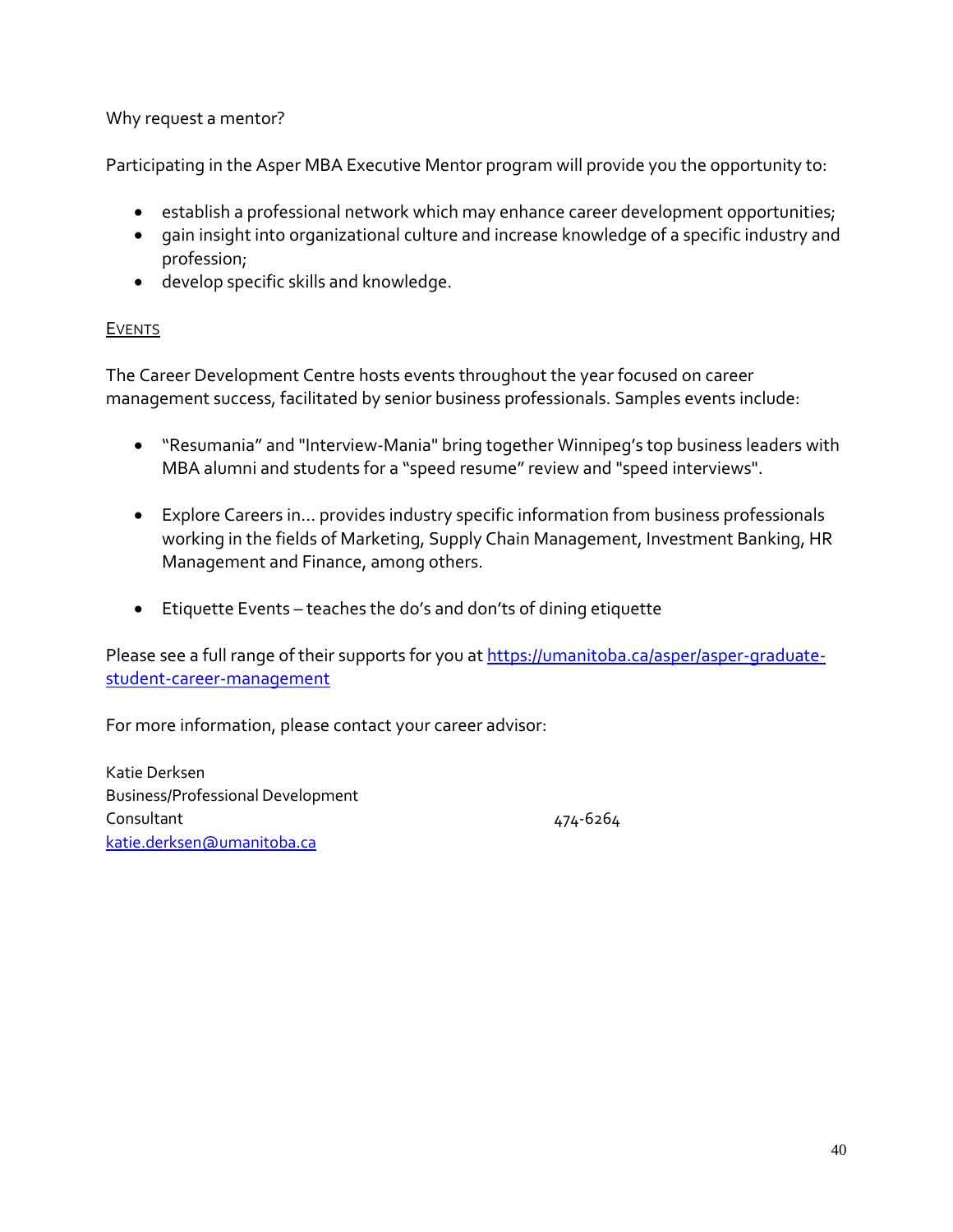Why request a mentor?

Participating in the Asper MBA Executive Mentor program will provide you the opportunity to:

- establish a professional network which may enhance career development opportunities;
- gain insight into organizational culture and increase knowledge of a specific industry and profession;
- develop specific skills and knowledge.

## Events

The Career Development Centre hosts events throughout the year focused on career management success, facilitated by senior business professionals. Samples events include:

- "Resumania" and "Interview-Mania" bring together Winnipeg's top business leaders with MBA alumni and students for a "speed resume" review and "speed interviews".

- Explore Careers in... provides industry specific information from business professionals working in the fields of Marketing, Supply Chain Management, Investment Banking, HR Management and Finance, among others.

- Etiquette Events – teaches the do's and don'ts of dining etiquette

Please see a full range of their supports for you at [https://umanitoba.ca/asper/asper-graduate-student-career-management](https://umanitoba.ca/asper/asper-graduate-student-career-management)

For more information, please contact your career advisor:

Katie Derksen
Business/Professional Development Consultant
[katie.derksen@umanitoba.ca](mailto:katie.derksen@umanitoba.ca)

474-6264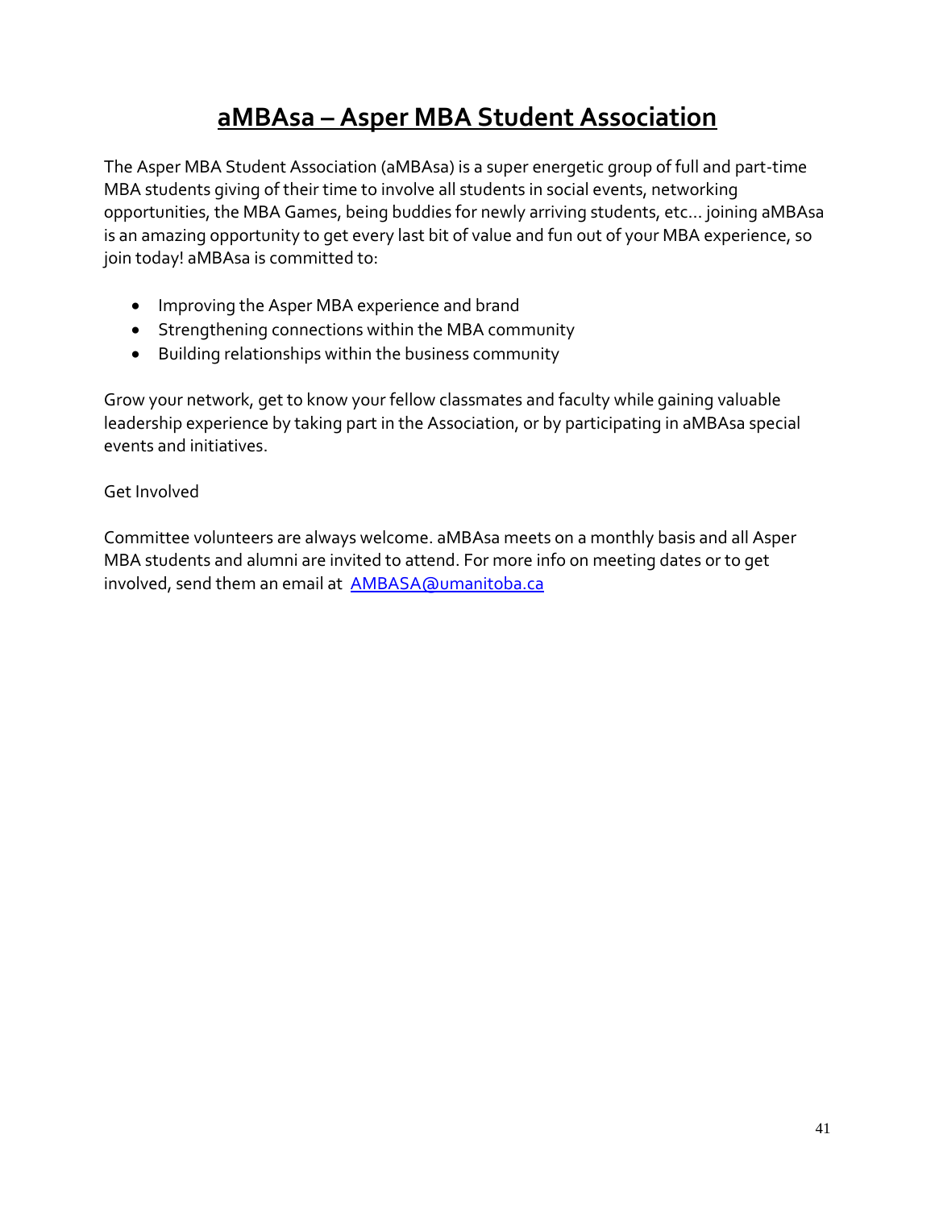# aMBAsa – Asper MBA Student Association

The Asper MBA Student Association (aMBAsa) is a super energetic group of full and part-time MBA students giving of their time to involve all students in social events, networking opportunities, the MBA Games, being buddies for newly arriving students, etc… joining aMBAsa is an amazing opportunity to get every last bit of value and fun out of your MBA experience, so join today! aMBAsa is committed to:

- Improving the Asper MBA experience and brand
- Strengthening connections within the MBA community
- Building relationships within the business community

Grow your network, get to know your fellow classmates and faculty while gaining valuable leadership experience by taking part in the Association, or by participating in aMBAsa special events and initiatives.

Get Involved

Committee volunteers are always welcome. aMBAsa meets on a monthly basis and all Asper MBA students and alumni are invited to attend. For more info on meeting dates or to get involved, send them an email at [AMBASA@umanitoba.ca](mailto:AMBASA@umanitoba.ca)